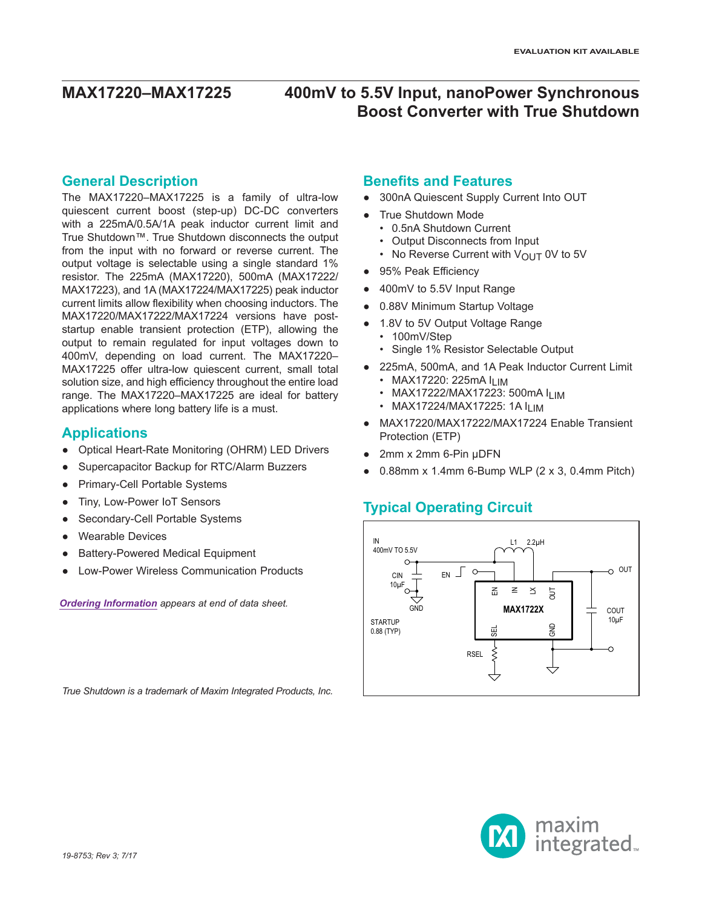EVALUATION KIT AVAILABLE

# MAX17220–MAX17225 — 400mV to 5.5V Input, nanoPower Synchronous Boost Converter with True Shutdown

## General Description

The MAX17220–MAX17225 is a family of ultra-low quiescent current boost (step-up) DC-DC converters with a 225mA/0.5A/1A peak inductor current limit and True Shutdown™. True Shutdown disconnects the output from the input with no forward or reverse current. The output voltage is selectable using a single standard 1% resistor. The 225mA (MAX17220), 500mA (MAX17222/MAX17223), and 1A (MAX17224/MAX17225) peak inductor current limits allow flexibility when choosing inductors. The MAX17220/MAX17222/MAX17224 versions have post-startup enable transient protection (ETP), allowing the output to remain regulated for input voltages down to 400mV, depending on load current. The MAX17220–MAX17225 offer ultra-low quiescent current, small total solution size, and high efficiency throughout the entire load range. The MAX17220–MAX17225 are ideal for battery applications where long battery life is a must.

## Applications

- Optical Heart-Rate Monitoring (OHRM) LED Drivers
- Supercapacitor Backup for RTC/Alarm Buzzers
- Primary-Cell Portable Systems
- Tiny, Low-Power IoT Sensors
- Secondary-Cell Portable Systems
- Wearable Devices
- Battery-Powered Medical Equipment
- Low-Power Wireless Communication Products

*Ordering Information appears at end of data sheet.*

*True Shutdown is a trademark of Maxim Integrated Products, Inc.*

## Benefits and Features

- 300nA Quiescent Supply Current Into OUT
- True Shutdown Mode
  - 0.5nA Shutdown Current
  - Output Disconnects from Input
  - No Reverse Current with $V_{OUT}$ 0V to 5V
- 95% Peak Efficiency
- 400mV to 5.5V Input Range
- 0.88V Minimum Startup Voltage
- 1.8V to 5V Output Voltage Range
  - 100mV/Step
  - Single 1% Resistor Selectable Output
- 225mA, 500mA, and 1A Peak Inductor Current Limit
  - MAX17220: 225mA $I_{LIM}$
  - MAX17222/MAX17223: 500mA $I_{LIM}$
  - MAX17224/MAX17225: 1A $I_{LIM}$
- MAX17220/MAX17222/MAX17224 Enable Transient Protection (ETP)
- 2mm x 2mm 6-Pin µDFN
- 0.88mm x 1.4mm 6-Bump WLP (2 x 3, 0.4mm Pitch)

## Typical Operating Circuit

IN 400mV TO 5.5V; L1 2.2µH; CIN 10µF; GND; EN; OUT; COUT 10µF; MAX1722X (pins: EN, IN, LX, OUT, SEL, GND); RSEL; STARTUP 0.88 (TYP)

19-8753; Rev 3; 7/17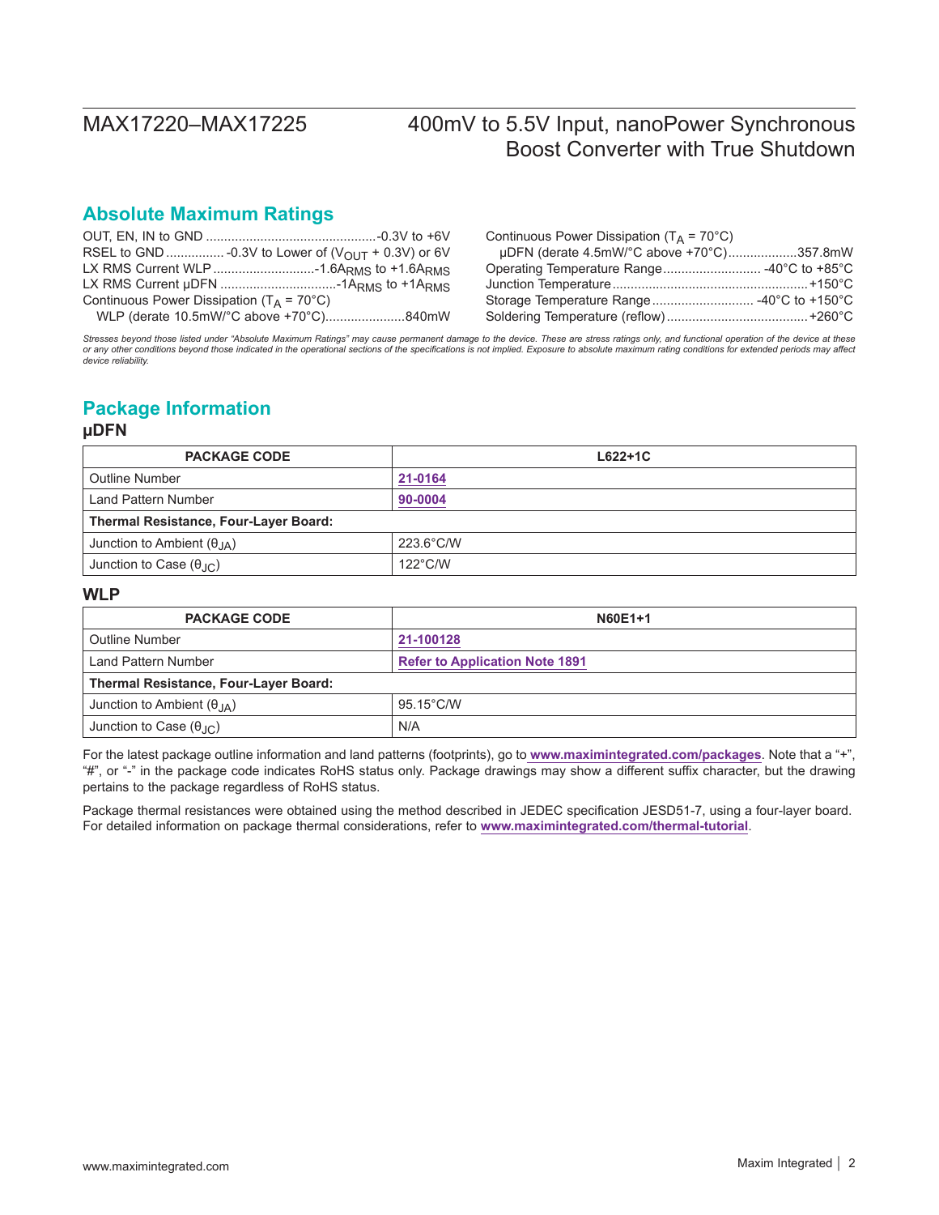## Absolute Maximum Ratings

OUT, EN, IN to GND ..............................................-0.3V to +6V
RSEL to GND ................ -0.3V to Lower of ($V_{OUT}$ + 0.3V) or 6V
LX RMS Current WLP ............................-1.6$A_{RMS}$ to +1.6$A_{RMS}$
LX RMS Current µDFN ................................-1$A_{RMS}$ to +1$A_{RMS}$
Continuous Power Dissipation ($T_A$ = 70°C)
  WLP (derate 10.5mW/°C above +70°C).....................840mW

Continuous Power Dissipation ($T_A$ = 70°C)
  µDFN (derate 4.5mW/°C above +70°C)..................357.8mW
Operating Temperature Range........................... -40°C to +85°C
Junction Temperature.....................................................+150°C
Storage Temperature Range............................ -40°C to +150°C
Soldering Temperature (reflow).......................................+260°C

*Stresses beyond those listed under "Absolute Maximum Ratings" may cause permanent damage to the device. These are stress ratings only, and functional operation of the device at these or any other conditions beyond those indicated in the operational sections of the specifications is not implied. Exposure to absolute maximum rating conditions for extended periods may affect device reliability.*

## Package Information

### µDFN

| PACKAGE CODE | L622+1C |
|---|---|
| Outline Number | 21-0164 |
| Land Pattern Number | 90-0004 |
| **Thermal Resistance, Four-Layer Board:** | |
| Junction to Ambient ($θ_{JA}$) | 223.6°C/W |
| Junction to Case ($θ_{JC}$) | 122°C/W |

### WLP

| PACKAGE CODE | N60E1+1 |
|---|---|
| Outline Number | 21-100128 |
| Land Pattern Number | Refer to Application Note 1891 |
| **Thermal Resistance, Four-Layer Board:** | |
| Junction to Ambient ($θ_{JA}$) | 95.15°C/W |
| Junction to Case ($θ_{JC}$) | N/A |

For the latest package outline information and land patterns (footprints), go to **www.maximintegrated.com/packages**. Note that a "+", "#", or "-" in the package code indicates RoHS status only. Package drawings may show a different suffix character, but the drawing pertains to the package regardless of RoHS status.

Package thermal resistances were obtained using the method described in JEDEC specification JESD51-7, using a four-layer board. For detailed information on package thermal considerations, refer to **www.maximintegrated.com/thermal-tutorial**.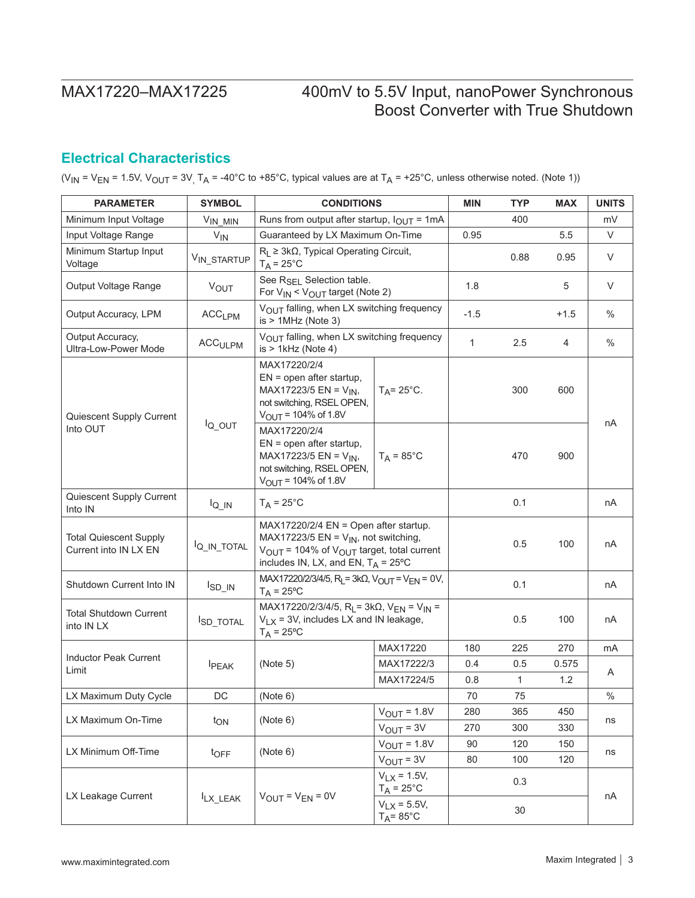## Electrical Characteristics

($V_{IN}$ = $V_{EN}$ = 1.5V, $V_{OUT}$ = 3V, $T_A$ = -40°C to +85°C, typical values are at $T_A$ = +25°C, unless otherwise noted. (Note 1))

| PARAMETER | SYMBOL | CONDITIONS | | MIN | TYP | MAX | UNITS |
|---|---|---|---|---|---|---|---|
| Minimum Input Voltage | $V_{IN\_MIN}$ | Runs from output after startup, $I_{OUT}$ = 1mA | | | 400 | | mV |
| Input Voltage Range | $V_{IN}$ | Guaranteed by LX Maximum On-Time | | 0.95 | | 5.5 | V |
| Minimum Startup Input Voltage | $V_{IN\_STARTUP}$ | $R_L$ ≥ 3kΩ, Typical Operating Circuit, $T_A$ = 25°C | | | 0.88 | 0.95 | V |
| Output Voltage Range | $V_{OUT}$ | See $R_{SEL}$ Selection table. For $V_{IN}$ < $V_{OUT}$ target (Note 2) | | 1.8 | | 5 | V |
| Output Accuracy, LPM | $ACC_{LPM}$ | $V_{OUT}$ falling, when LX switching frequency is > 1MHz (Note 3) | | -1.5 | | +1.5 | % |
| Output Accuracy, Ultra-Low-Power Mode | $ACC_{ULPM}$ | $V_{OUT}$ falling, when LX switching frequency is > 1kHz (Note 4) | | 1 | 2.5 | 4 | % |
| Quiescent Supply Current Into OUT | $I_{Q\_OUT}$ | MAX17220/2/4 EN = open after startup, MAX17223/5 EN = $V_{IN}$, not switching, RSEL OPEN, $V_{OUT}$ = 104% of 1.8V | $T_A$= 25°C. | | 300 | 600 | nA |
| | | MAX17220/2/4 EN = open after startup, MAX17223/5 EN = $V_{IN}$, not switching, RSEL OPEN, $V_{OUT}$ = 104% of 1.8V | $T_A$ = 85°C | | 470 | 900 | |
| Quiescent Supply Current Into IN | $I_{Q\_IN}$ | $T_A$ = 25°C | | | 0.1 | | nA |
| Total Quiescent Supply Current into IN LX EN | $I_{Q\_IN\_TOTAL}$ | MAX17220/2/4 EN = Open after startup. MAX17223/5 EN = $V_{IN}$, not switching, $V_{OUT}$ = 104% of $V_{OUT}$ target, total current includes IN, LX, and EN, $T_A$ = 25ºC | | | 0.5 | 100 | nA |
| Shutdown Current Into IN | $I_{SD\_IN}$ | MAX17220/2/3/4/5, $R_L$= 3kΩ, $V_{OUT}$ = $V_{EN}$ = 0V, $T_A$ = 25ºC | | | 0.1 | | nA |
| Total Shutdown Current into IN LX | $I_{SD\_TOTAL}$ | MAX17220/2/3/4/5, $R_L$= 3kΩ, $V_{EN}$ = $V_{IN}$ = $V_{LX}$ = 3V, includes LX and IN leakage, $T_A$ = 25ºC | | | 0.5 | 100 | nA |
| Inductor Peak Current Limit | $I_{PEAK}$ | (Note 5) | MAX17220 | 180 | 225 | 270 | mA |
| | | | MAX17222/3 | 0.4 | 0.5 | 0.575 | A |
| | | | MAX17224/5 | 0.8 | 1 | 1.2 | |
| LX Maximum Duty Cycle | DC | (Note 6) | | 70 | 75 | | % |
| LX Maximum On-Time | $t_{ON}$ | (Note 6) | $V_{OUT}$ = 1.8V | 280 | 365 | 450 | ns |
| | | | $V_{OUT}$ = 3V | 270 | 300 | 330 | |
| LX Minimum Off-Time | $t_{OFF}$ | (Note 6) | $V_{OUT}$ = 1.8V | 90 | 120 | 150 | ns |
| | | | $V_{OUT}$ = 3V | 80 | 100 | 120 | |
| LX Leakage Current | $I_{LX\_LEAK}$ | $V_{OUT}$ = $V_{EN}$ = 0V | $V_{LX}$ = 1.5V, $T_A$ = 25°C | | 0.3 | | nA |
| | | | $V_{LX}$ = 5.5V, $T_A$= 85°C | | 30 | | |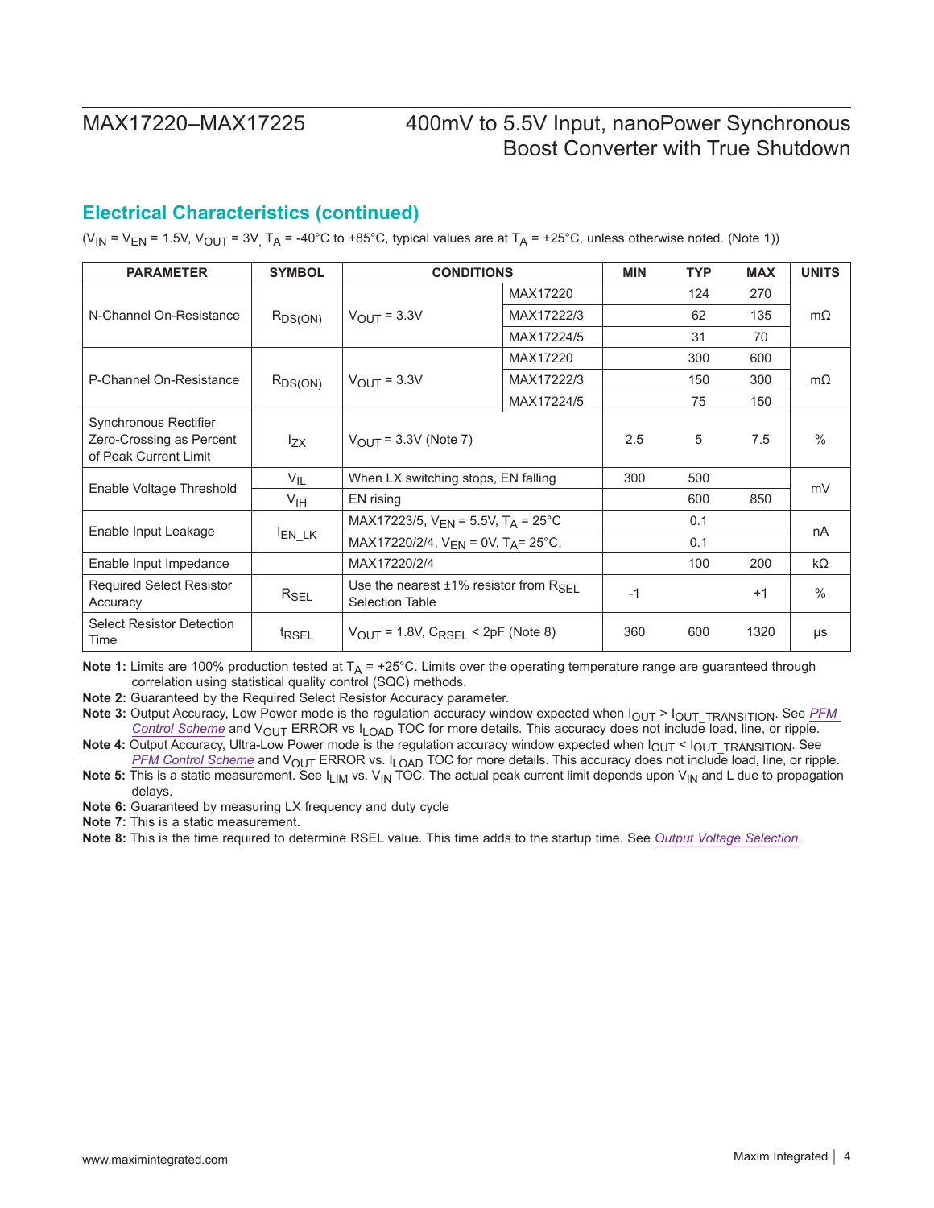## Electrical Characteristics (continued)

($V_{IN}$ = $V_{EN}$ = 1.5V, $V_{OUT}$ = 3V, $T_A$ = -40°C to +85°C, typical values are at $T_A$ = +25°C, unless otherwise noted. (Note 1))

| PARAMETER | SYMBOL | CONDITIONS | | MIN | TYP | MAX | UNITS |
|---|---|---|---|---|---|---|---|
| N-Channel On-Resistance | $R_{DS(ON)}$ | $V_{OUT}$ = 3.3V | MAX17220 | | 124 | 270 | mΩ |
| | | | MAX17222/3 | | 62 | 135 | |
| | | | MAX17224/5 | | 31 | 70 | |
| P-Channel On-Resistance | $R_{DS(ON)}$ | $V_{OUT}$ = 3.3V | MAX17220 | | 300 | 600 | mΩ |
| | | | MAX17222/3 | | 150 | 300 | |
| | | | MAX17224/5 | | 75 | 150 | |
| Synchronous Rectifier Zero-Crossing as Percent of Peak Current Limit | $I_{ZX}$ | $V_{OUT}$ = 3.3V (Note 7) | | 2.5 | 5 | 7.5 | % |
| Enable Voltage Threshold | $V_{IL}$ | When LX switching stops, EN falling | | 300 | 500 | | mV |
| | $V_{IH}$ | EN rising | | | 600 | 850 | |
| Enable Input Leakage | $I_{EN\_LK}$ | MAX17223/5, $V_{EN}$ = 5.5V, $T_A$ = 25°C | | | 0.1 | | nA |
| | | MAX17220/2/4, $V_{EN}$ = 0V, $T_A$= 25°C, | | | 0.1 | | |
| Enable Input Impedance | | MAX17220/2/4 | | | 100 | 200 | kΩ |
| Required Select Resistor Accuracy | $R_{SEL}$ | Use the nearest ±1% resistor from $R_{SEL}$ Selection Table | | -1 | | +1 | % |
| Select Resistor Detection Time | $t_{RSEL}$ | $V_{OUT}$ = 1.8V, $C_{RSEL}$ < 2pF (Note 8) | | 360 | 600 | 1320 | µs |

**Note 1:** Limits are 100% production tested at $T_A$ = +25°C. Limits over the operating temperature range are guaranteed through correlation using statistical quality control (SQC) methods.

**Note 2:** Guaranteed by the Required Select Resistor Accuracy parameter.

**Note 3:** Output Accuracy, Low Power mode is the regulation accuracy window expected when $I_{OUT}$ > $I_{OUT\_TRANSITION}$. See *PFM Control Scheme* and $V_{OUT}$ ERROR vs $I_{LOAD}$ TOC for more details. This accuracy does not include load, line, or ripple.

**Note 4:** Output Accuracy, Ultra-Low Power mode is the regulation accuracy window expected when $I_{OUT}$ < $I_{OUT\_TRANSITION}$. See *PFM Control Scheme* and $V_{OUT}$ ERROR vs. $I_{LOAD}$ TOC for more details. This accuracy does not include load, line, or ripple.

**Note 5:** This is a static measurement. See $I_{LIM}$ vs. $V_{IN}$ TOC. The actual peak current limit depends upon $V_{IN}$ and L due to propagation delays.

**Note 6:** Guaranteed by measuring LX frequency and duty cycle

**Note 7:** This is a static measurement.

**Note 8:** This is the time required to determine RSEL value. This time adds to the startup time. See *Output Voltage Selection*.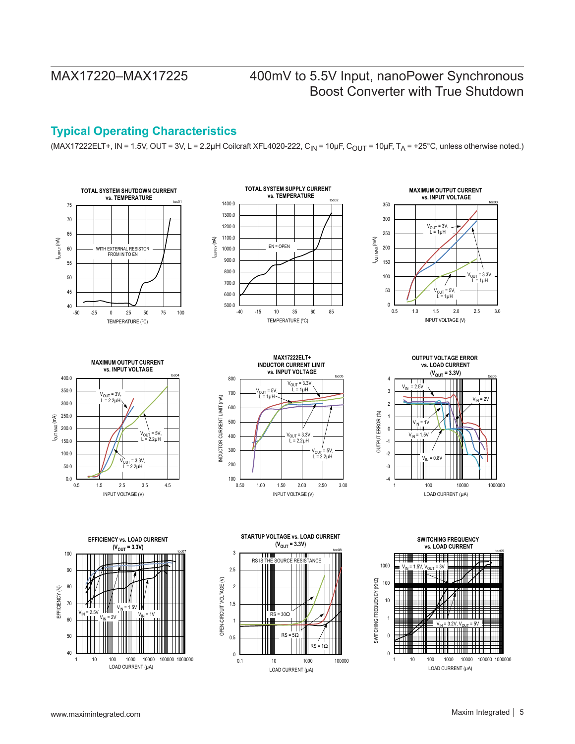## Typical Operating Characteristics

(MAX17222ELT+, IN = 1.5V, OUT = 3V, L = 2.2µH Coilcraft XFL4020-222, $C_{IN}$ = 10µF, $C_{OUT}$ = 10µF, $T_A$ = +25°C, unless otherwise noted.)

**TOTAL SYSTEM SHUTDOWN CURRENT vs. TEMPERATURE** (toc01)
- Y-axis: $I_{SUPPLY}$ (nA), 40 to 75
- X-axis: TEMPERATURE (ºC), -50 to 100
- WITH EXTERNAL RESISTOR FROM IN TO EN

**TOTAL SYSTEM SUPPLY CURRENT vs. TEMPERATURE** (toc02)
- Y-axis: $I_{SUPPLY}$ (nA), 500.0 to 1400.0
- X-axis: TEMPERATURE (ºC), -40 to 85
- EN = OPEN

**MAXIMUM OUTPUT CURRENT vs. INPUT VOLTAGE** (toc03)
- Y-axis: $I_{OUT\ MAX}$ (mA), 0 to 350
- X-axis: INPUT VOLTAGE (V), 0.5 to 3.0
- $V_{OUT}$ = 3V, L = 1µH; $V_{OUT}$ = 3.3V, L = 1µH; $V_{OUT}$ = 5V, L = 1µH

**MAXIMUM OUTPUT CURRENT vs. INPUT VOLTAGE** (toc04)
- Y-axis: $I_{OUT\ MAX}$ (mA), 0.0 to 400.0
- X-axis: INPUT VOLTAGE (V), 0.5 to 4.5
- $V_{OUT}$ = 3V, L = 2.2µH; $V_{OUT}$ = 5V, L = 2.2µH; $V_{OUT}$ = 3.3V, L = 2.2µH

**MAX17222ELT+ INDUCTOR CURRENT LIMIT vs. INPUT VOLTAGE** (toc05)
- Y-axis: INDUCTOR CURRENT LIMIT (mA), 100 to 800
- X-axis: INPUT VOLTAGE (V), 0.50 to 3.00
- $V_{OUT}$ = 5V, L = 1µH; $V_{OUT}$ = 3.3V, L = 1µH; $V_{OUT}$ = 3.3V, L = 2.2µH; $V_{OUT}$ = 5V, L = 2.2µH

**OUTPUT VOLTAGE ERROR vs. LOAD CURRENT ($V_{OUT}$ = 3.3V)** (toc06)
- Y-axis: OUTPUT ERROR (%), -4 to 4
- X-axis: LOAD CURRENT (µA), 1 to 1000000
- $V_{IN}$ = 2.5V; $V_{IN}$ = 2V; $V_{IN}$ = 1V; $V_{IN}$ = 1.5V; $V_{IN}$ = 0.8V

**EFFICIENCY vs. LOAD CURRENT ($V_{OUT}$ = 3.3V)** (toc07)
- Y-axis: EFFICIENCY (%), 40 to 100
- X-axis: LOAD CURRENT (µA), 1 to 1000000
- $V_{IN}$ = 2.5V; $V_{IN}$ = 2V; $V_{IN}$ = 1.5V; $V_{IN}$ = 1V

**STARTUP VOLTAGE vs. LOAD CURRENT ($V_{OUT}$ = 3.3V)** (toc08)
- Y-axis: OPEN-CIRCUIT VOLTAGE (V), 0 to 3
- X-axis: LOAD CURRENT (µA), 0.1 to 100000
- RS IS THE SOURCE RESISTANCE
- RS = 30Ω; RS = 5Ω; RS = 1Ω

**SWITCHING FREQUENCY vs. LOAD CURRENT** (toc09)
- Y-axis: SWITCHING FREQUENCY (KHZ), 0 to 1000
- X-axis: LOAD CURRENT (µA), 1 to 1000000
- $V_{IN}$ = 1.5V, $V_{OUT}$ = 3V; $V_{IN}$ = 3.2V, $V_{OUT}$ = 5V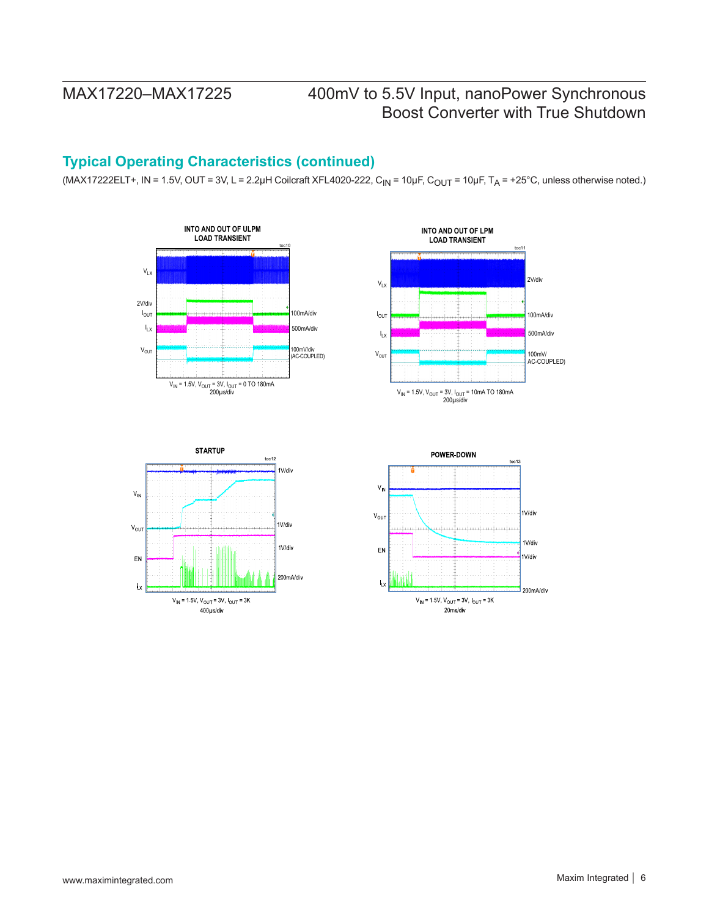## Typical Operating Characteristics (continued)

(MAX17222ELT+, IN = 1.5V, OUT = 3V, L = 2.2µH Coilcraft XFL4020-222, $C_{IN}$ = 10µF, $C_{OUT}$ = 10µF, $T_A$ = +25°C, unless otherwise noted.)

**INTO AND OUT OF ULPM LOAD TRANSIENT** (toc10)

$V_{LX}$ 2V/div, $I_{OUT}$ 100mA/div, $I_{LX}$ 500mA/div, $V_{OUT}$ 100mV/div (AC-COUPLED)

$V_{IN}$ = 1.5V, $V_{OUT}$ = 3V, $I_{OUT}$ = 0 TO 180mA
200µs/div

**INTO AND OUT OF LPM LOAD TRANSIENT** (toc11)

$V_{LX}$ 2V/div, $I_{OUT}$ 100mA/div, $I_{LX}$ 500mA/div, $V_{OUT}$ 100mV/ AC-COUPLED)

$V_{IN}$ = 1.5V, $V_{OUT}$ = 3V, $I_{OUT}$ = 10mA TO 180mA
200µs/div

**STARTUP** (toc12)

$V_{IN}$ 1V/div, $V_{OUT}$ 1V/div, EN 1V/div, $I_{LX}$ 200mA/div

$V_{IN}$ = 1.5V, $V_{OUT}$ = 3V, $I_{OUT}$ = 3K
400µs/div

**POWER-DOWN** (toc13)

$V_{IN}$ 1V/div, $V_{OUT}$ 1V/div, EN 1V/div, $I_{LX}$ 200mA/div

$V_{IN}$ = 1.5V, $V_{OUT}$ = 3V, $I_{OUT}$ = 3K
20ms/div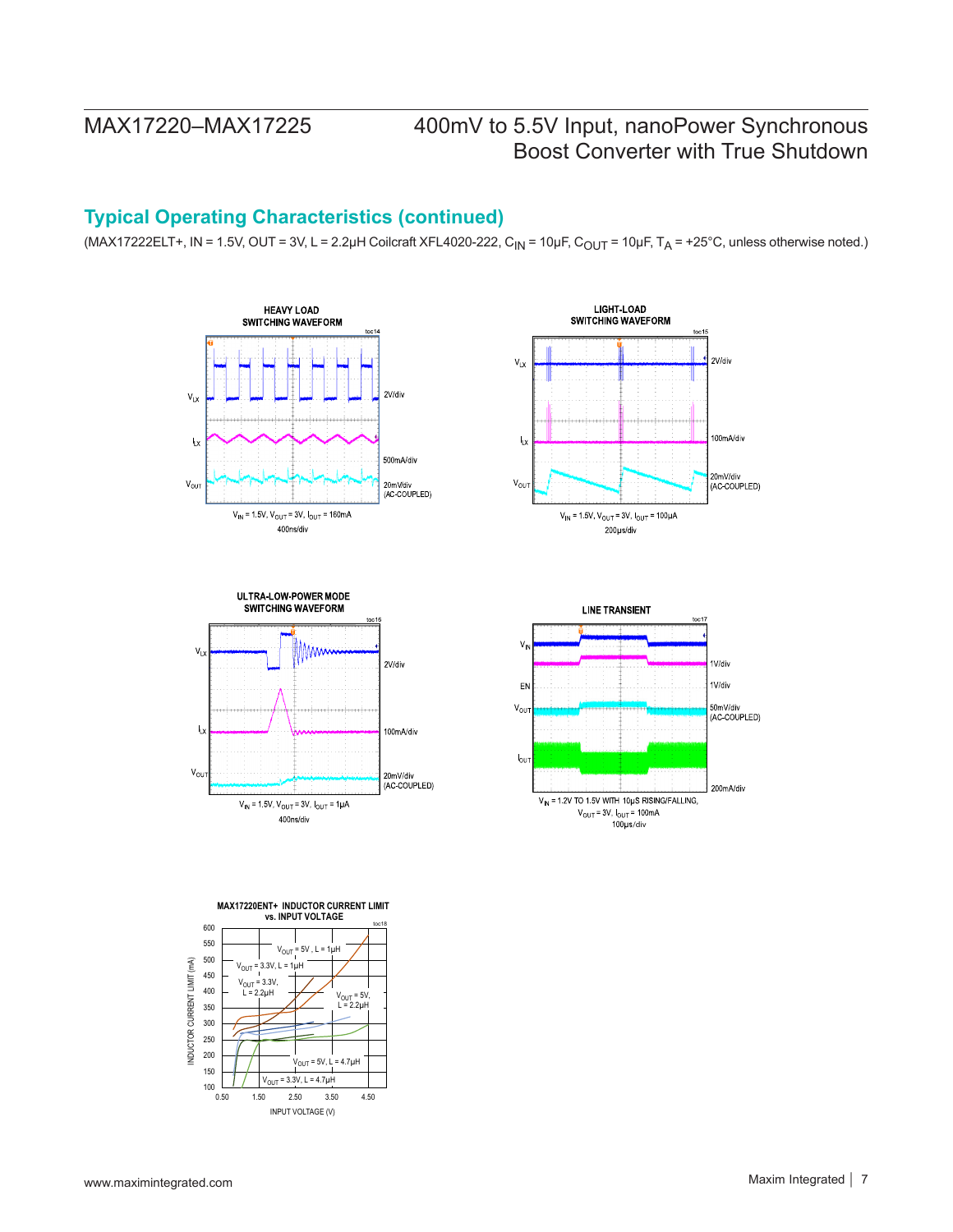## Typical Operating Characteristics (continued)

(MAX17222ELT+, IN = 1.5V, OUT = 3V, L = 2.2µH Coilcraft XFL4020-222, $C_{IN}$ = 10µF, $C_{OUT}$ = 10µF, $T_A$ = +25°C, unless otherwise noted.)

**HEAVY LOAD SWITCHING WAVEFORM** (toc14)

$V_{LX}$ 2V/div, $I_{LX}$ 500mA/div, $V_{OUT}$ 20mV/div (AC-COUPLED)

$V_{IN}$ = 1.5V, $V_{OUT}$ = 3V, $I_{OUT}$ = 160mA, 400ns/div

**LIGHT-LOAD SWITCHING WAVEFORM** (toc15)

$V_{LX}$ 2V/div, $I_{LX}$ 100mA/div, $V_{OUT}$ 20mV/div (AC-COUPLED)

$V_{IN}$ = 1.5V, $V_{OUT}$ = 3V, $I_{OUT}$ = 100µA, 200µs/div

**ULTRA-LOW-POWER MODE SWITCHING WAVEFORM** (toc16)

$V_{LX}$ 2V/div, $I_{LX}$ 100mA/div, $V_{OUT}$ 20mV/div (AC-COUPLED)

$V_{IN}$ = 1.5V, $V_{OUT}$ = 3V, $I_{OUT}$ = 1µA, 400ns/div

**LINE TRANSIENT** (toc17)

$V_{IN}$ 1V/div, EN 1V/div, $V_{OUT}$ 50mV/div (AC-COUPLED), $I_{OUT}$ 200mA/div

$V_{IN}$ = 1.2V TO 1.5V WITH 10µS RISING/FALLING, $V_{OUT}$ = 3V, $I_{OUT}$ = 100mA, 100µs/div

**MAX17220ENT+ INDUCTOR CURRENT LIMIT vs. INPUT VOLTAGE** (toc18)

Y-axis: INDUCTOR CURRENT LIMIT (mA), 100 to 600; X-axis: INPUT VOLTAGE (V), 0.50 to 4.50

Curves: $V_{OUT}$ = 5V, L = 1µH; $V_{OUT}$ = 3.3V, L = 1µH; $V_{OUT}$ = 3.3V, L = 2.2µH; $V_{OUT}$ = 5V, L = 2.2µH; $V_{OUT}$ = 5V, L = 4.7µH; $V_{OUT}$ = 3.3V, L = 4.7µH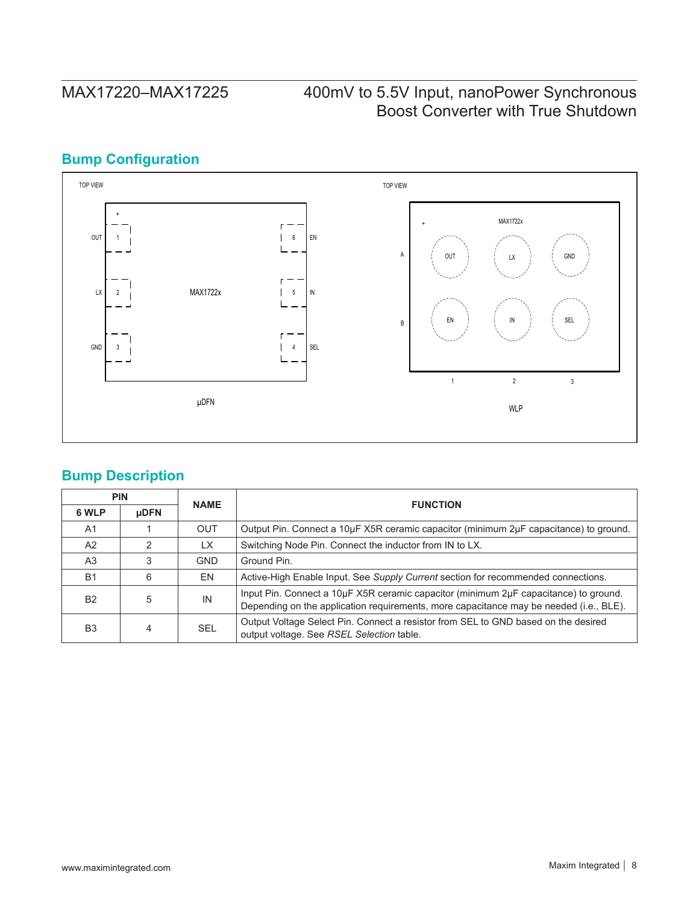## Bump Configuration

TOP VIEW

| | | | | |
|---|---|---|---|---|
| OUT | 1 | MAX1722x | 6 | EN |
| LX | 2 | | 5 | IN |
| GND | 3 | | 4 | SEL |

μDFN

TOP VIEW

MAX1722x

| | 1 | 2 | 3 |
|---|---|---|---|
| A | OUT | LX | GND |
| B | EN | IN | SEL |

WLP

## Bump Description

| PIN | | NAME | FUNCTION |
|---|---|---|---|
| 6 WLP | μDFN | | |
| A1 | 1 | OUT | Output Pin. Connect a 10μF X5R ceramic capacitor (minimum 2μF capacitance) to ground. |
| A2 | 2 | LX | Switching Node Pin. Connect the inductor from IN to LX. |
| A3 | 3 | GND | Ground Pin. |
| B1 | 6 | EN | Active-High Enable Input. See *Supply Current* section for recommended connections. |
| B2 | 5 | IN | Input Pin. Connect a 10μF X5R ceramic capacitor (minimum 2μF capacitance) to ground. Depending on the application requirements, more capacitance may be needed (i.e., BLE). |
| B3 | 4 | SEL | Output Voltage Select Pin. Connect a resistor from SEL to GND based on the desired output voltage. See *RSEL Selection* table. |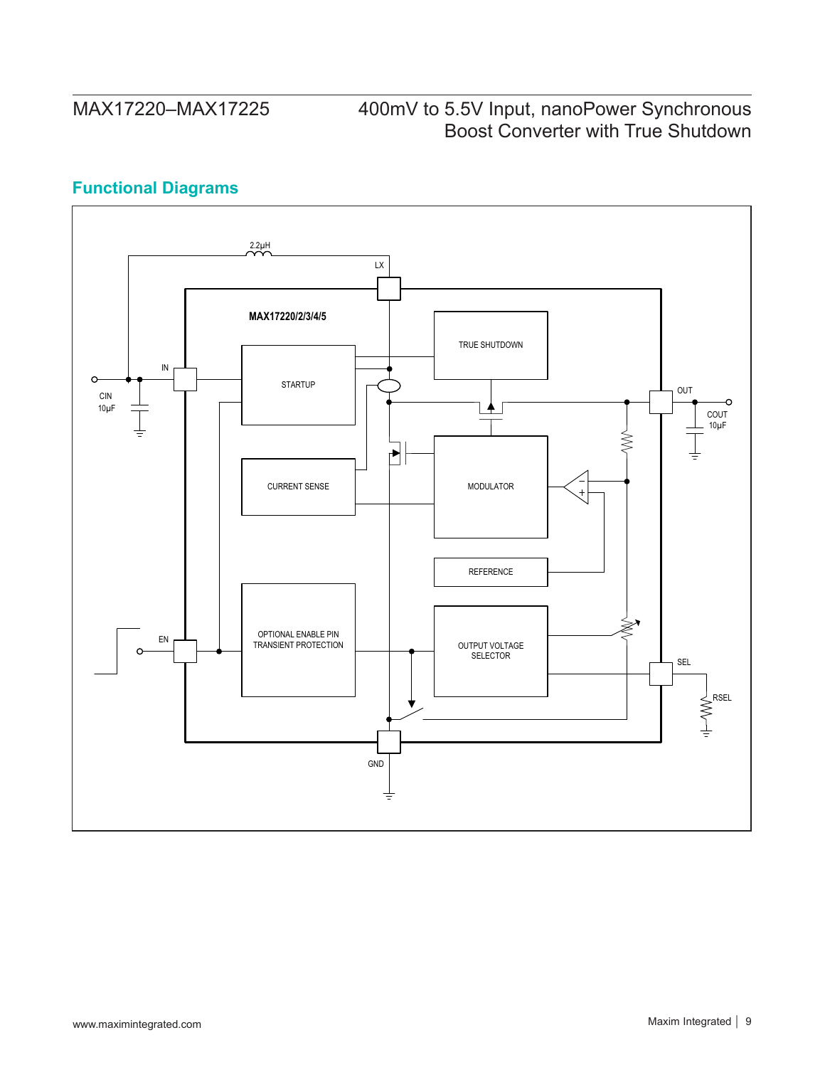## Functional Diagrams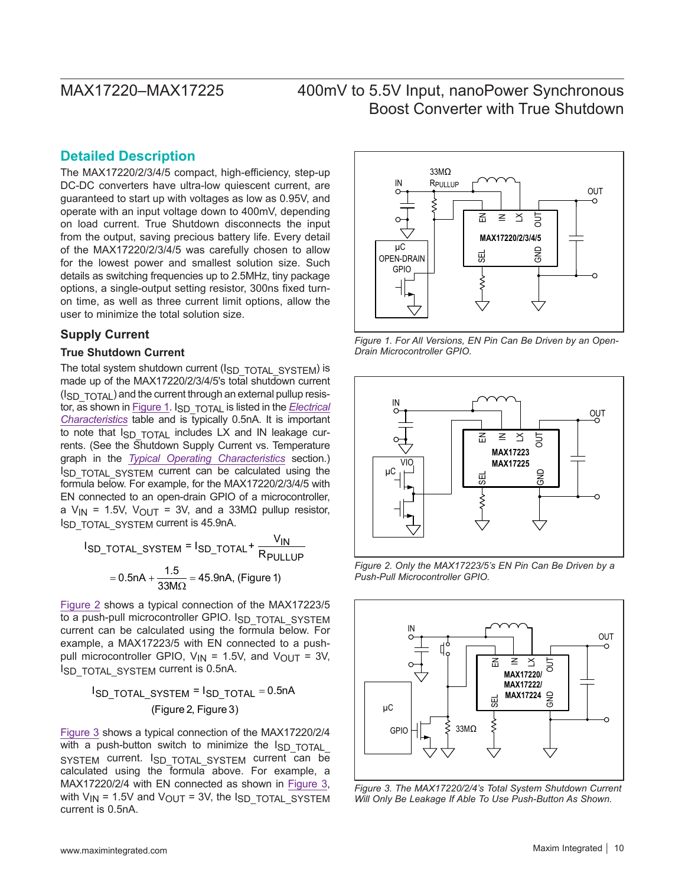## Detailed Description

The MAX17220/2/3/4/5 compact, high-efficiency, step-up DC-DC converters have ultra-low quiescent current, are guaranteed to start up with voltages as low as 0.95V, and operate with an input voltage down to 400mV, depending on load current. True Shutdown disconnects the input from the output, saving precious battery life. Every detail of the MAX17220/2/3/4/5 was carefully chosen to allow for the lowest power and smallest solution size. Such details as switching frequencies up to 2.5MHz, tiny package options, a single-output setting resistor, 300ns fixed turn-on time, as well as three current limit options, allow the user to minimize the total solution size.

### Supply Current

#### True Shutdown Current

The total system shutdown current ($I_{SD\_TOTAL\_SYSTEM}$) is made up of the MAX17220/2/3/4/5's total shutdown current ($I_{SD\_TOTAL}$) and the current through an external pullup resistor, as shown in Figure 1. $I_{SD\_TOTAL}$ is listed in the *Electrical Characteristics* table and is typically 0.5nA. It is important to note that $I_{SD\_TOTAL}$ includes LX and IN leakage currents. (See the Shutdown Supply Current vs. Temperature graph in the *Typical Operating Characteristics* section.) $I_{SD\_TOTAL\_SYSTEM}$ current can be calculated using the formula below. For example, for the MAX17220/2/3/4/5 with EN connected to an open-drain GPIO of a microcontroller, a $V_{IN}$ = 1.5V, $V_{OUT}$ = 3V, and a 33MΩ pullup resistor, $I_{SD\_TOTAL\_SYSTEM}$ current is 45.9nA.

$$I_{SD\_TOTAL\_SYSTEM} = I_{SD\_TOTAL} + \frac{V_{IN}}{R_{PULLUP}}$$

$$= 0.5\text{nA} + \frac{1.5}{33\text{M}\Omega} = 45.9\text{nA, (Figure 1)}$$

Figure 2 shows a typical connection of the MAX17223/5 to a push-pull microcontroller GPIO. $I_{SD\_TOTAL\_SYSTEM}$ current can be calculated using the formula below. For example, a MAX17223/5 with EN connected to a push-pull microcontroller GPIO, $V_{IN}$ = 1.5V, and $V_{OUT}$ = 3V, $I_{SD\_TOTAL\_SYSTEM}$ current is 0.5nA.

$$I_{SD\_TOTAL\_SYSTEM} = I_{SD\_TOTAL} = 0.5\text{nA}$$
$$\text{(Figure 2, Figure 3)}$$

Figure 3 shows a typical connection of the MAX17220/2/4 with a push-button switch to minimize the $I_{SD\_TOTAL\_SYSTEM}$ current. $I_{SD\_TOTAL\_SYSTEM}$ current can be calculated using the formula above. For example, a MAX17220/2/4 with EN connected as shown in Figure 3, with $V_{IN}$ = 1.5V and $V_{OUT}$ = 3V, the $I_{SD\_TOTAL\_SYSTEM}$ current is 0.5nA.

*Figure 1. For All Versions, EN Pin Can Be Driven by an Open-Drain Microcontroller GPIO.*

*Figure 2. Only the MAX17223/5's EN Pin Can Be Driven by a Push-Pull Microcontroller GPIO.*

*Figure 3. The MAX17220/2/4's Total System Shutdown Current Will Only Be Leakage If Able To Use Push-Button As Shown.*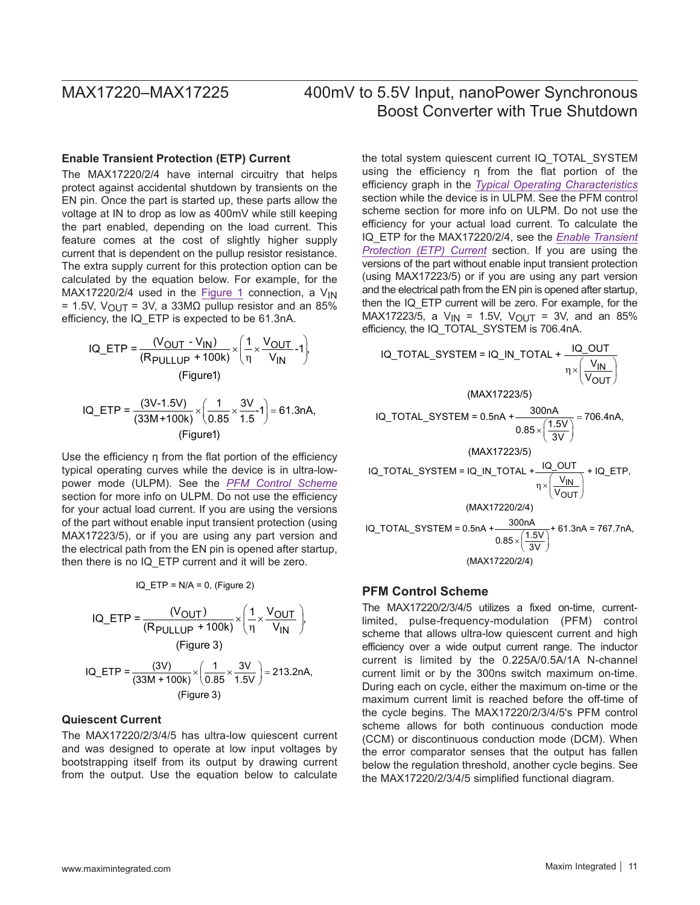### Enable Transient Protection (ETP) Current

The MAX17220/2/4 have internal circuitry that helps protect against accidental shutdown by transients on the EN pin. Once the part is started up, these parts allow the voltage at IN to drop as low as 400mV while still keeping the part enabled, depending on the load current. This feature comes at the cost of slightly higher supply current that is dependent on the pullup resistor resistance. The extra supply current for this protection option can be calculated by the equation below. For example, for the MAX17220/2/4 used in the Figure 1 connection, a $V_{IN}$ = 1.5V, $V_{OUT}$ = 3V, a 33MΩ pullup resistor and an 85% efficiency, the IQ_ETP is expected to be 61.3nA.

$$IQ\_ETP = \frac{(V_{OUT} - V_{IN})}{(R_{PULLUP} + 100k)} \times \left(\frac{1}{\eta} \times \frac{V_{OUT}}{V_{IN}} - 1\right),$$

(Figure1)

$$IQ\_ETP = \frac{(3V - 1.5V)}{(33M + 100k)} \times \left(\frac{1}{0.85} \times \frac{3V}{1.5} - 1\right) = 61.3nA,$$

(Figure1)

Use the efficiency η from the flat portion of the efficiency typical operating curves while the device is in ultra-low-power mode (ULPM). See the *PFM Control Scheme* section for more info on ULPM. Do not use the efficiency for your actual load current. If you are using the versions of the part without enable input transient protection (using MAX17223/5), or if you are using any part version and the electrical path from the EN pin is opened after startup, then there is no IQ_ETP current and it will be zero.

IQ_ETP = N/A = 0, (Figure 2)

$$IQ\_ETP = \frac{(V_{OUT})}{(R_{PULLUP} + 100k)} \times \left(\frac{1}{\eta} \times \frac{V_{OUT}}{V_{IN}}\right),$$

(Figure 3)

$$IQ\_ETP = \frac{(3V)}{(33M + 100k)} \times \left(\frac{1}{0.85} \times \frac{3V}{1.5V}\right) = 213.2nA,$$

(Figure 3)

### Quiescent Current

The MAX17220/2/3/4/5 has ultra-low quiescent current and was designed to operate at low input voltages by bootstrapping itself from its output by drawing current from the output. Use the equation below to calculate the total system quiescent current IQ_TOTAL_SYSTEM using the efficiency η from the flat portion of the efficiency graph in the *Typical Operating Characteristics* section while the device is in ULPM. See the PFM control scheme section for more info on ULPM. Do not use the efficiency for your actual load current. To calculate the IQ_ETP for the MAX17220/2/4, see the *Enable Transient Protection (ETP) Current* section. If you are using the versions of the part without enable input transient protection (using MAX17223/5) or if you are using any part version and the electrical path from the EN pin is opened after startup, then the IQ_ETP current will be zero. For example, for the MAX17223/5, a $V_{IN}$ = 1.5V, $V_{OUT}$ = 3V, and an 85% efficiency, the IQ_TOTAL_SYSTEM is 706.4nA.

$$IQ\_TOTAL\_SYSTEM = IQ\_IN\_TOTAL + \frac{IQ\_OUT}{\eta \times \left(\frac{V_{IN}}{V_{OUT}}\right)}$$

(MAX17223/5)

$$IQ\_TOTAL\_SYSTEM = 0.5nA + \frac{300nA}{0.85 \times \left(\frac{1.5V}{3V}\right)} = 706.4nA,$$

(MAX17223/5)

$$IQ\_TOTAL\_SYSTEM = IQ\_IN\_TOTAL + \frac{IQ\_OUT}{\eta \times \left(\frac{V_{IN}}{V_{OUT}}\right)} + IQ\_ETP,$$

(MAX17220/2/4)

$$IQ\_TOTAL\_SYSTEM = 0.5nA + \frac{300nA}{0.85 \times \left(\frac{1.5V}{3V}\right)} + 61.3nA = 767.7nA,$$

(MAX17220/2/4)

### PFM Control Scheme

The MAX17220/2/3/4/5 utilizes a fixed on-time, current-limited, pulse-frequency-modulation (PFM) control scheme that allows ultra-low quiescent current and high efficiency over a wide output current range. The inductor current is limited by the 0.225A/0.5A/1A N-channel current limit or by the 300ns switch maximum on-time. During each on cycle, either the maximum on-time or the maximum current limit is reached before the off-time of the cycle begins. The MAX17220/2/3/4/5's PFM control scheme allows for both continuous conduction mode (CCM) or discontinuous conduction mode (DCM). When the error comparator senses that the output has fallen below the regulation threshold, another cycle begins. See the MAX17220/2/3/4/5 simplified functional diagram.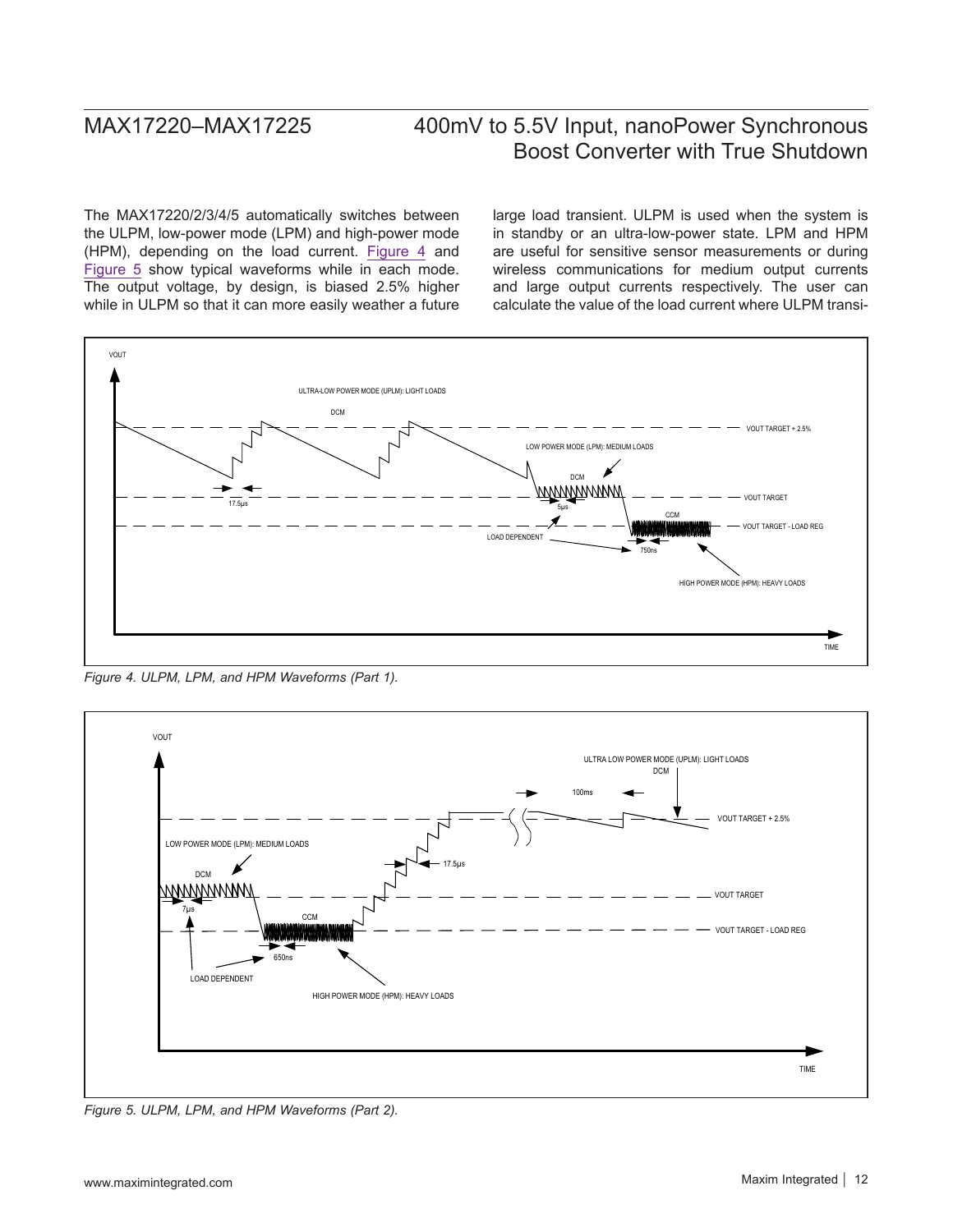The MAX17220/2/3/4/5 automatically switches between the ULPM, low-power mode (LPM) and high-power mode (HPM), depending on the load current. Figure 4 and Figure 5 show typical waveforms while in each mode. The output voltage, by design, is biased 2.5% higher while in ULPM so that it can more easily weather a future large load transient. ULPM is used when the system is in standby or an ultra-low-power state. LPM and HPM are useful for sensitive sensor measurements or during wireless communications for medium output currents and large output currents respectively. The user can calculate the value of the load current where ULPM transi-

*Figure 4. ULPM, LPM, and HPM Waveforms (Part 1).*

*Figure 5. ULPM, LPM, and HPM Waveforms (Part 2).*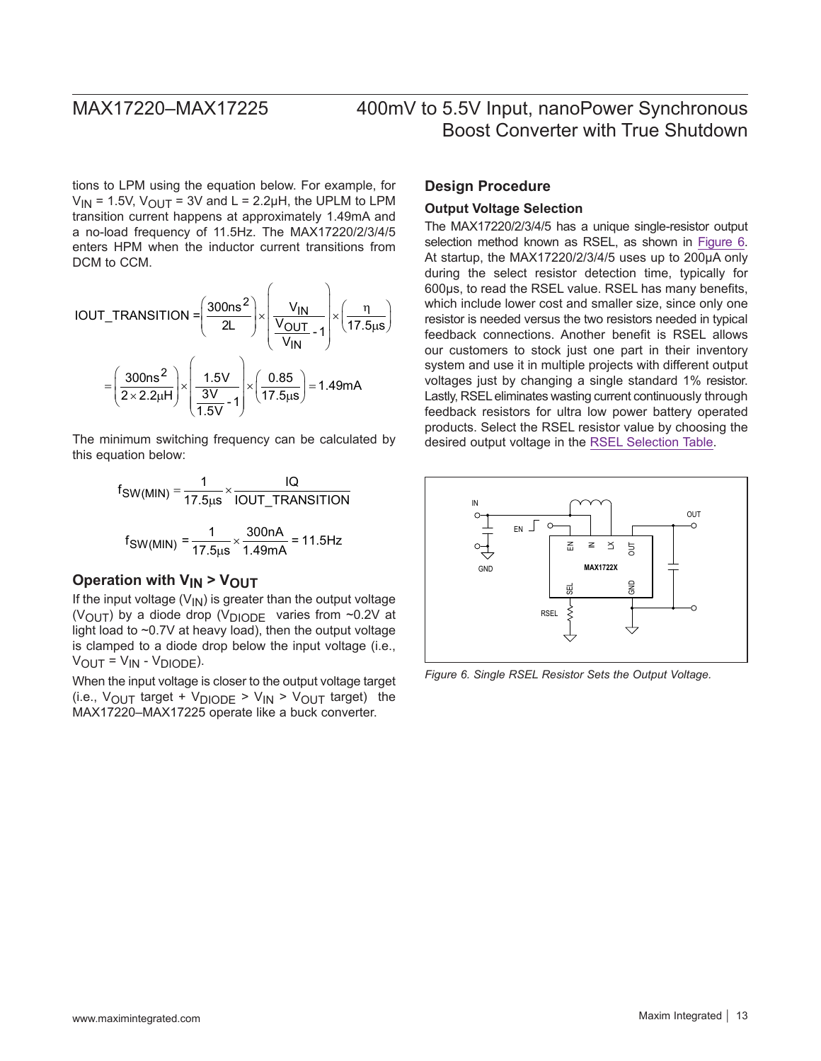tions to LPM using the equation below. For example, for $V_{IN}$ = 1.5V, $V_{OUT}$ = 3V and L = 2.2μH, the UPLM to LPM transition current happens at approximately 1.49mA and a no-load frequency of 11.5Hz. The MAX17220/2/3/4/5 enters HPM when the inductor current transitions from DCM to CCM.

$$IOUT\_TRANSITION = \left(\frac{300ns^2}{2L}\right) \times \left(\frac{V_{IN}}{\frac{V_{OUT}}{V_{IN}} - 1}\right) \times \left(\frac{\eta}{17.5\mu s}\right)$$

$$= \left(\frac{300ns^2}{2 \times 2.2\mu H}\right) \times \left(\frac{1.5V}{\frac{3V}{1.5V} - 1}\right) \times \left(\frac{0.85}{17.5\mu s}\right) = 1.49mA$$

The minimum switching frequency can be calculated by this equation below:

$$f_{SW(MIN)} = \frac{1}{17.5\mu s} \times \frac{IQ}{IOUT\_TRANSITION}$$

$$f_{SW(MIN)} = \frac{1}{17.5\mu s} \times \frac{300nA}{1.49mA} = 11.5Hz$$

### Operation with $V_{IN} > V_{OUT}$

If the input voltage ($V_{IN}$) is greater than the output voltage ($V_{OUT}$) by a diode drop ($V_{DIODE}$ varies from ~0.2V at light load to ~0.7V at heavy load), then the output voltage is clamped to a diode drop below the input voltage (i.e., $V_{OUT} = V_{IN} - V_{DIODE}$).

When the input voltage is closer to the output voltage target (i.e., $V_{OUT}$ target + $V_{DIODE}$ > $V_{IN}$ > $V_{OUT}$ target) the MAX17220–MAX17225 operate like a buck converter.

## Design Procedure

### Output Voltage Selection

The MAX17220/2/3/4/5 has a unique single-resistor output selection method known as RSEL, as shown in Figure 6. At startup, the MAX17220/2/3/4/5 uses up to 200μA only during the select resistor detection time, typically for 600μs, to read the RSEL value. RSEL has many benefits, which include lower cost and smaller size, since only one resistor is needed versus the two resistors needed in typical feedback connections. Another benefit is RSEL allows our customers to stock just one part in their inventory system and use it in multiple projects with different output voltages just by changing a single standard 1% resistor. Lastly, RSEL eliminates wasting current continuously through feedback resistors for ultra low power battery operated products. Select the RSEL resistor value by choosing the desired output voltage in the RSEL Selection Table.

*Figure 6. Single RSEL Resistor Sets the Output Voltage.*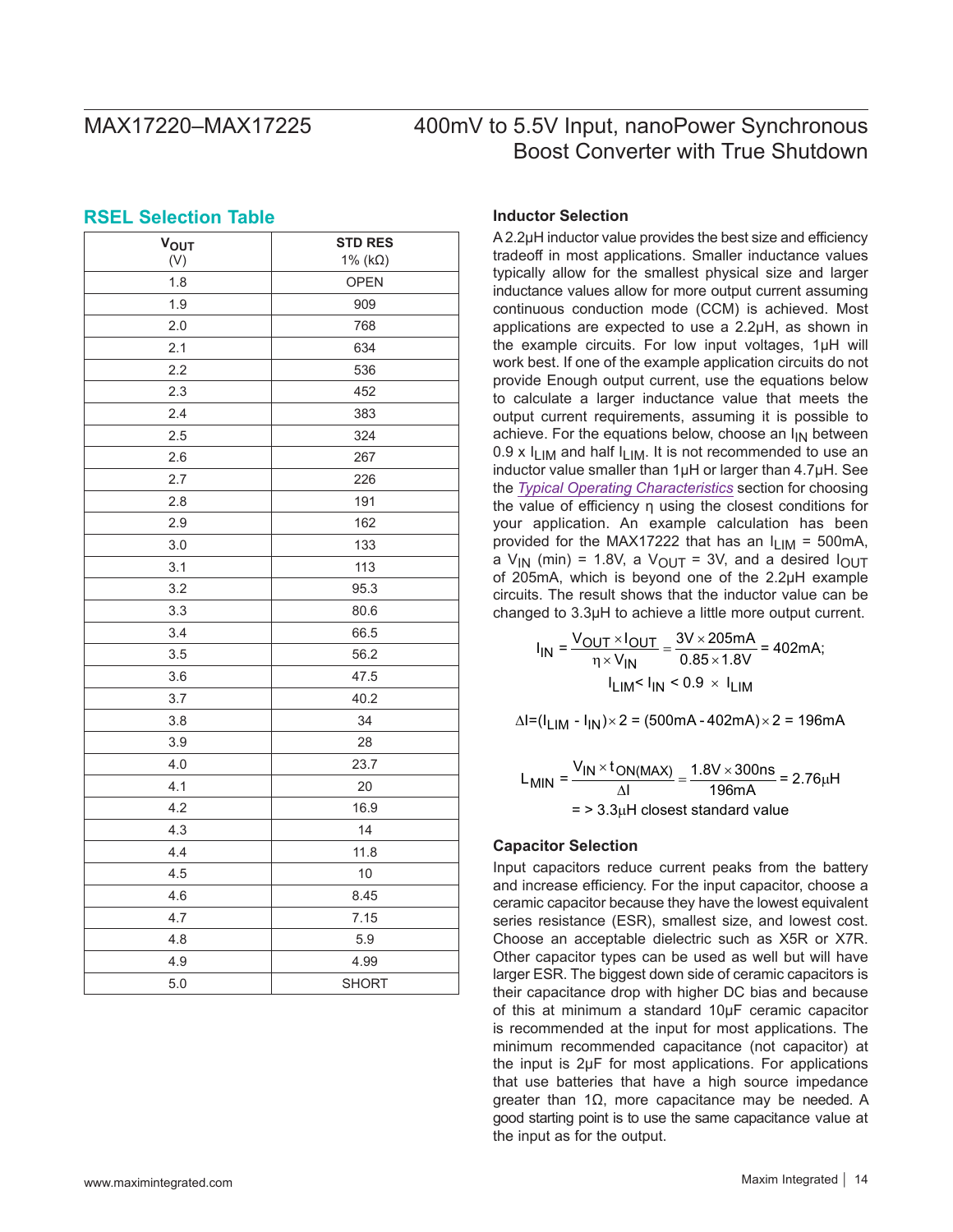## RSEL Selection Table

| $V_{OUT}$ (V) | STD RES 1% (kΩ) |
|---|---|
| 1.8 | OPEN |
| 1.9 | 909 |
| 2.0 | 768 |
| 2.1 | 634 |
| 2.2 | 536 |
| 2.3 | 452 |
| 2.4 | 383 |
| 2.5 | 324 |
| 2.6 | 267 |
| 2.7 | 226 |
| 2.8 | 191 |
| 2.9 | 162 |
| 3.0 | 133 |
| 3.1 | 113 |
| 3.2 | 95.3 |
| 3.3 | 80.6 |
| 3.4 | 66.5 |
| 3.5 | 56.2 |
| 3.6 | 47.5 |
| 3.7 | 40.2 |
| 3.8 | 34 |
| 3.9 | 28 |
| 4.0 | 23.7 |
| 4.1 | 20 |
| 4.2 | 16.9 |
| 4.3 | 14 |
| 4.4 | 11.8 |
| 4.5 | 10 |
| 4.6 | 8.45 |
| 4.7 | 7.15 |
| 4.8 | 5.9 |
| 4.9 | 4.99 |
| 5.0 | SHORT |

### Inductor Selection

A 2.2µH inductor value provides the best size and efficiency tradeoff in most applications. Smaller inductance values typically allow for the smallest physical size and larger inductance values allow for more output current assuming continuous conduction mode (CCM) is achieved. Most applications are expected to use a 2.2µH, as shown in the example circuits. For low input voltages, 1µH will work best. If one of the example application circuits do not provide Enough output current, use the equations below to calculate a larger inductance value that meets the output current requirements, assuming it is possible to achieve. For the equations below, choose an $I_{IN}$ between 0.9 x $I_{LIM}$ and half $I_{LIM}$. It is not recommended to use an inductor value smaller than 1µH or larger than 4.7µH. See the *Typical Operating Characteristics* section for choosing the value of efficiency η using the closest conditions for your application. An example calculation has been provided for the MAX17222 that has an $I_{LIM}$ = 500mA, a $V_{IN}$ (min) = 1.8V, a $V_{OUT}$ = 3V, and a desired $I_{OUT}$ of 205mA, which is beyond one of the 2.2µH example circuits. The result shows that the inductor value can be changed to 3.3µH to achieve a little more output current.

$$I_{IN} = \frac{V_{OUT} \times I_{OUT}}{\eta \times V_{IN}} = \frac{3V \times 205mA}{0.85 \times 1.8V} = 402mA;$$

$$I_{LIM} < I_{IN} < 0.9 \times I_{LIM}$$

$$\Delta I = (I_{LIM} - I_{IN}) \times 2 = (500mA - 402mA) \times 2 = 196mA$$

$$L_{MIN} = \frac{V_{IN} \times t_{ON(MAX)}}{\Delta I} = \frac{1.8V \times 300ns}{196mA} = 2.76\mu H$$

$$=> 3.3\mu H \text{ closest standard value}$$

### Capacitor Selection

Input capacitors reduce current peaks from the battery and increase efficiency. For the input capacitor, choose a ceramic capacitor because they have the lowest equivalent series resistance (ESR), smallest size, and lowest cost. Choose an acceptable dielectric such as X5R or X7R. Other capacitor types can be used as well but will have larger ESR. The biggest down side of ceramic capacitors is their capacitance drop with higher DC bias and because of this at minimum a standard 10µF ceramic capacitor is recommended at the input for most applications. The minimum recommended capacitance (not capacitor) at the input is 2µF for most applications. For applications that use batteries that have a high source impedance greater than 1Ω, more capacitance may be needed. A good starting point is to use the same capacitance value at the input as for the output.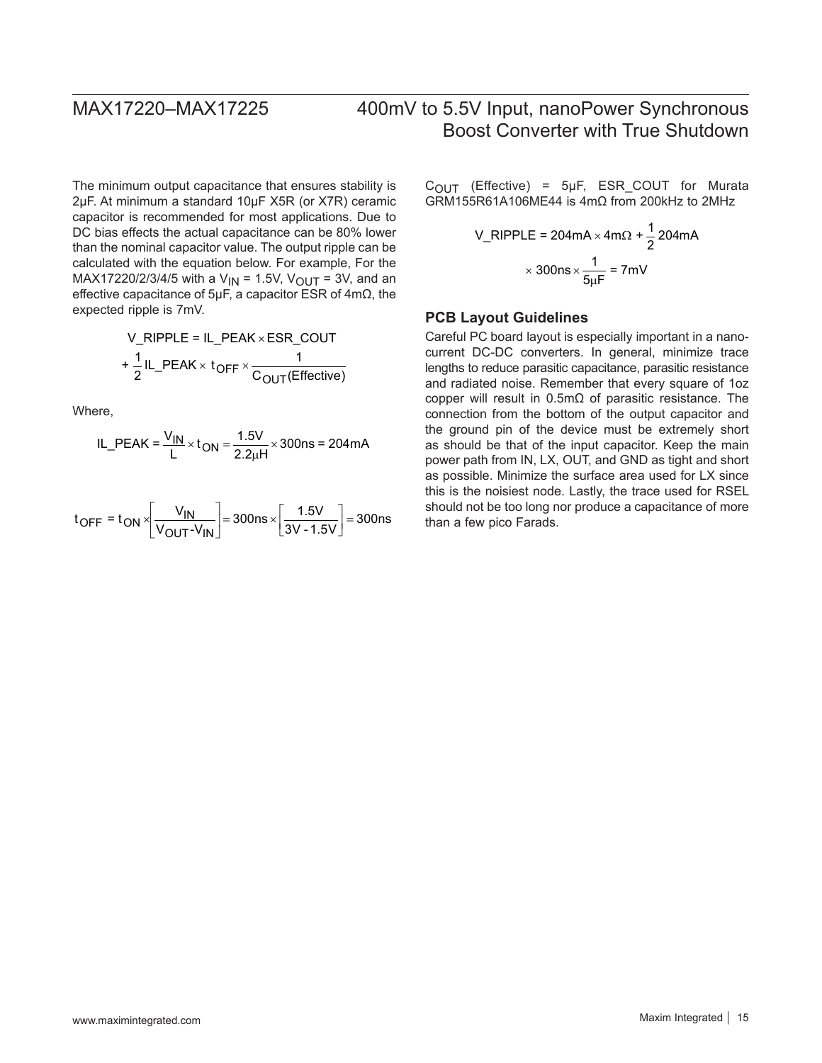The minimum output capacitance that ensures stability is 2µF. At minimum a standard 10µF X5R (or X7R) ceramic capacitor is recommended for most applications. Due to DC bias effects the actual capacitance can be 80% lower than the nominal capacitor value. The output ripple can be calculated with the equation below. For example, For the MAX17220/2/3/4/5 with a $V_{IN}$ = 1.5V, $V_{OUT}$ = 3V, and an effective capacitance of 5µF, a capacitor ESR of 4mΩ, the expected ripple is 7mV.

$$V\_RIPPLE = IL\_PEAK \times ESR\_COUT + \frac{1}{2} IL\_PEAK \times t_{OFF} \times \frac{1}{C_{OUT}(Effective)}$$

Where,

$$IL\_PEAK = \frac{V_{IN}}{L} \times t_{ON} = \frac{1.5V}{2.2\mu H} \times 300ns = 204mA$$

$$t_{OFF} = t_{ON} \times \left[\frac{V_{IN}}{V_{OUT} - V_{IN}}\right] = 300ns \times \left[\frac{1.5V}{3V - 1.5V}\right] = 300ns$$

$C_{OUT}$ (Effective) = 5µF, ESR_COUT for Murata GRM155R61A106ME44 is 4mΩ from 200kHz to 2MHz

$$V\_RIPPLE = 204mA \times 4m\Omega + \frac{1}{2} 204mA \times 300ns \times \frac{1}{5\mu F} = 7mV$$

### PCB Layout Guidelines

Careful PC board layout is especially important in a nano-current DC-DC converters. In general, minimize trace lengths to reduce parasitic capacitance, parasitic resistance and radiated noise. Remember that every square of 1oz copper will result in 0.5mΩ of parasitic resistance. The connection from the bottom of the output capacitor and the ground pin of the device must be extremely short as should be that of the input capacitor. Keep the main power path from IN, LX, OUT, and GND as tight and short as possible. Minimize the surface area used for LX since this is the noisiest node. Lastly, the trace used for RSEL should not be too long nor produce a capacitance of more than a few pico Farads.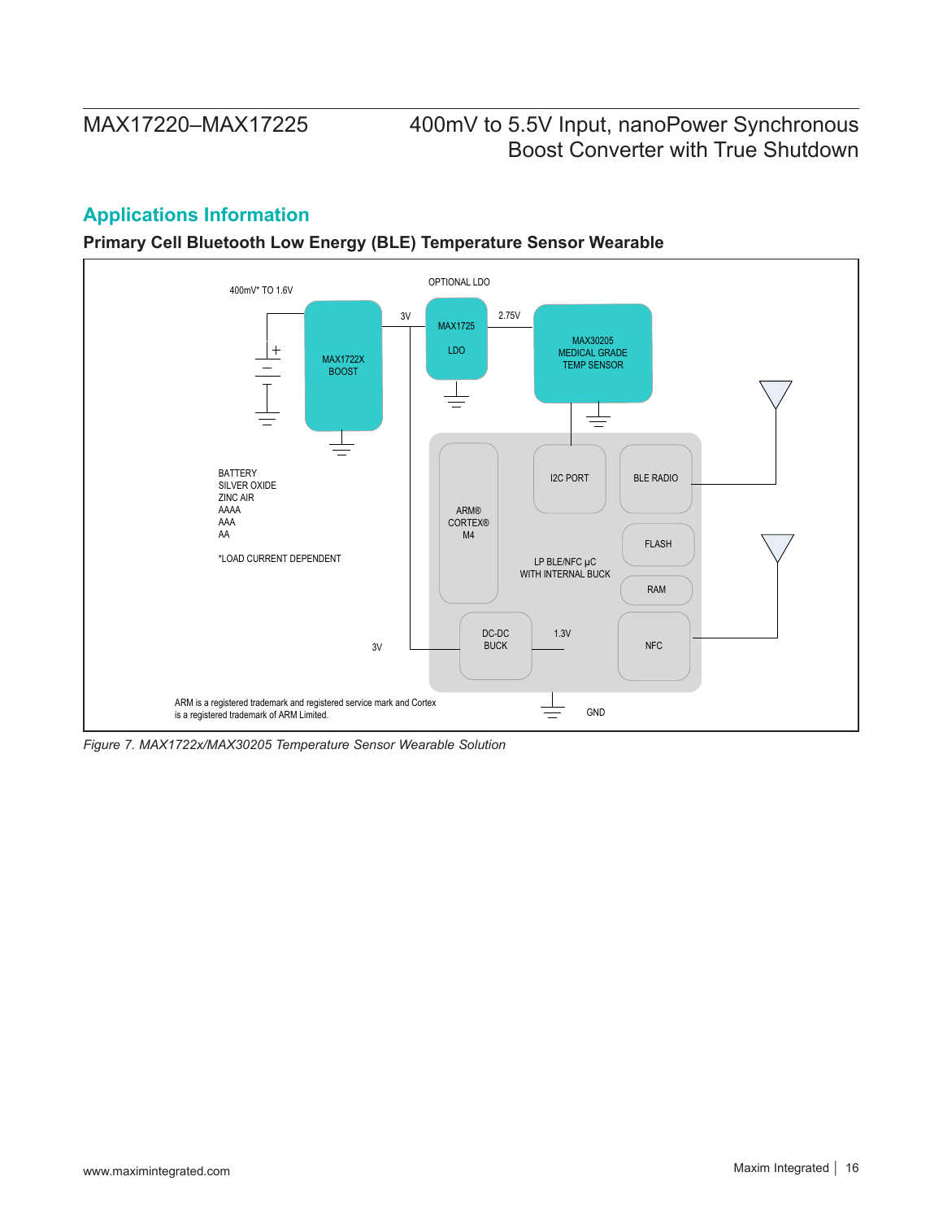## Applications Information

### Primary Cell Bluetooth Low Energy (BLE) Temperature Sensor Wearable

400mV* TO 1.6V

MAX1722X BOOST

3V

OPTIONAL LDO

MAX1725 LDO

2.75V

MAX30205 MEDICAL GRADE TEMP SENSOR

BATTERY
SILVER OXIDE
ZINC AIR
AAAA
AAA
AA

*LOAD CURRENT DEPENDENT

ARM® CORTEX® M4

I2C PORT

BLE RADIO

FLASH

RAM

LP BLE/NFC µC WITH INTERNAL BUCK

DC-DC BUCK

1.3V

NFC

3V

GND

ARM is a registered trademark and registered service mark and Cortex is a registered trademark of ARM Limited.

*Figure 7. MAX1722x/MAX30205 Temperature Sensor Wearable Solution*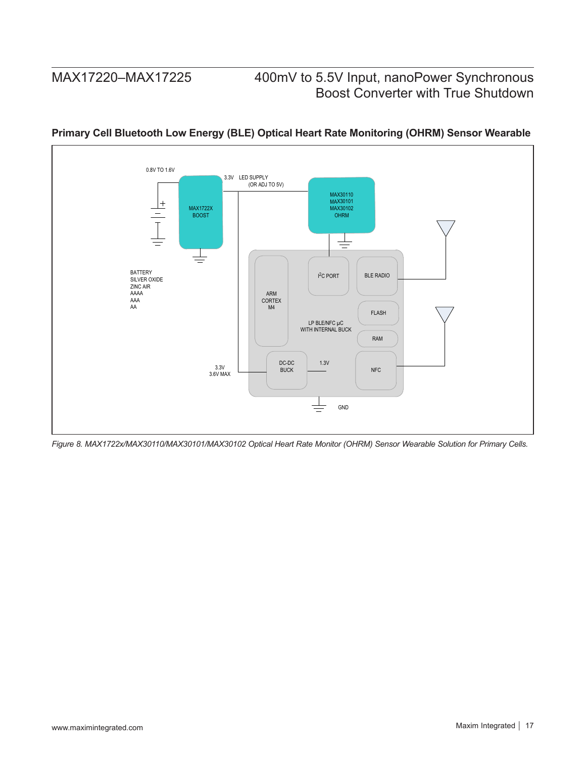## Primary Cell Bluetooth Low Energy (BLE) Optical Heart Rate Monitoring (OHRM) Sensor Wearable

0.8V TO 1.6V

MAX1722X BOOST

3.3V LED SUPPLY (OR ADJ TO 5V)

MAX30110 MAX30101 MAX30102 OHRM

BATTERY SILVER OXIDE ZINC AIR AAAA AAA AA

ARM CORTEX M4

I²C PORT

BLE RADIO

FLASH

LP BLE/NFC µC WITH INTERNAL BUCK

RAM

3.3V 3.6V MAX

DC-DC BUCK

1.3V

NFC

GND

*Figure 8. MAX1722x/MAX30110/MAX30101/MAX30102 Optical Heart Rate Monitor (OHRM) Sensor Wearable Solution for Primary Cells.*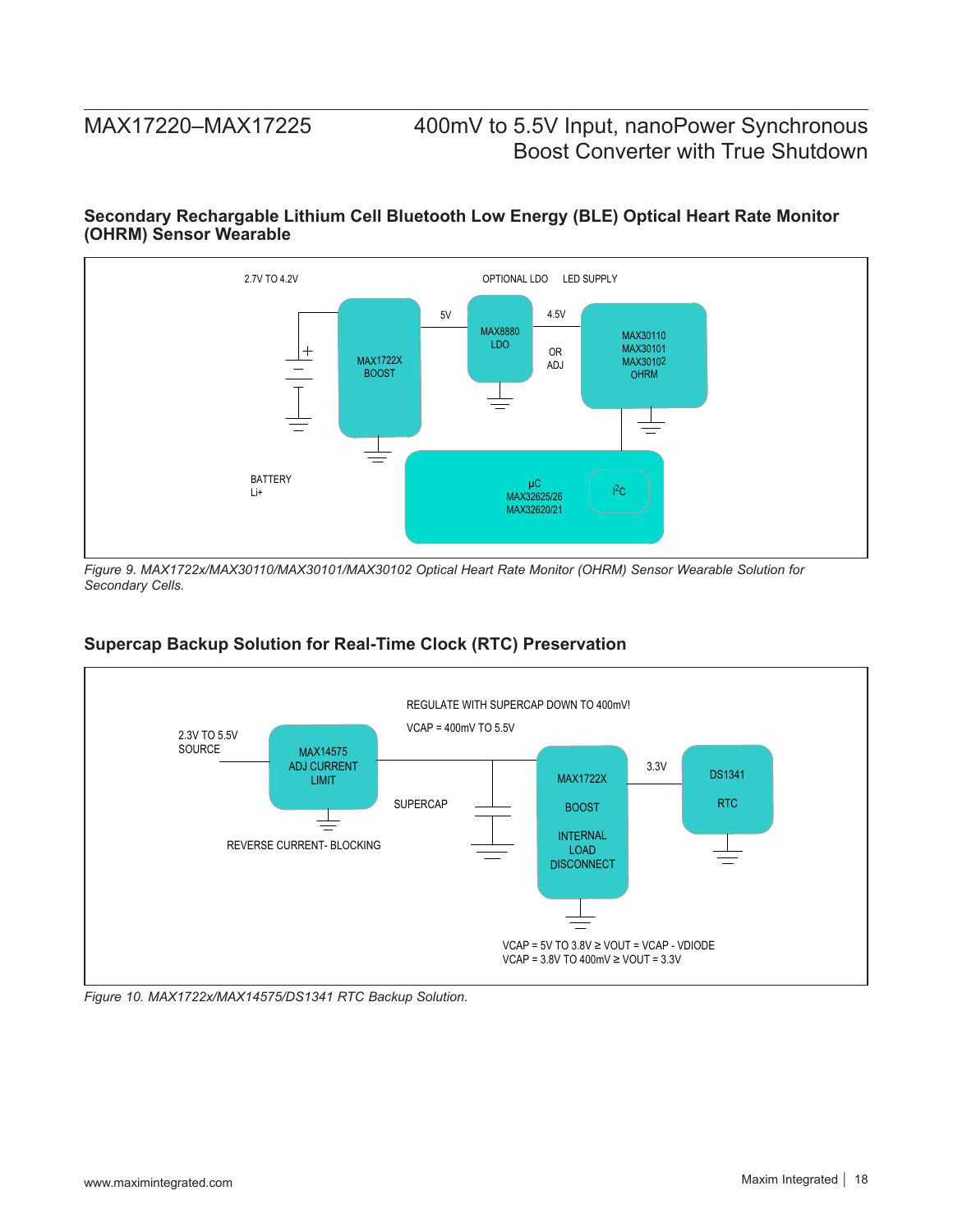## Secondary Rechargable Lithium Cell Bluetooth Low Energy (BLE) Optical Heart Rate Monitor (OHRM) Sensor Wearable

2.7V TO 4.2V

OPTIONAL LDO

LED SUPPLY

MAX1722X BOOST

5V

MAX8880 LDO

4.5V

OR ADJ

MAX30110 MAX30101 MAX30102 OHRM

BATTERY Li+

µC MAX32625/26 MAX32620/21

$I^2C$

*Figure 9. MAX1722x/MAX30110/MAX30101/MAX30102 Optical Heart Rate Monitor (OHRM) Sensor Wearable Solution for Secondary Cells.*

## Supercap Backup Solution for Real-Time Clock (RTC) Preservation

REGULATE WITH SUPERCAP DOWN TO 400mV!

VCAP = 400mV TO 5.5V

2.3V TO 5.5V SOURCE

MAX14575 ADJ CURRENT LIMIT

REVERSE CURRENT- BLOCKING

SUPERCAP

MAX1722X

BOOST

INTERNAL LOAD DISCONNECT

3.3V

DS1341

RTC

VCAP = 5V TO 3.8V ≥ VOUT = VCAP - VDIODE

VCAP = 3.8V TO 400mV ≥ VOUT = 3.3V

*Figure 10. MAX1722x/MAX14575/DS1341 RTC Backup Solution.*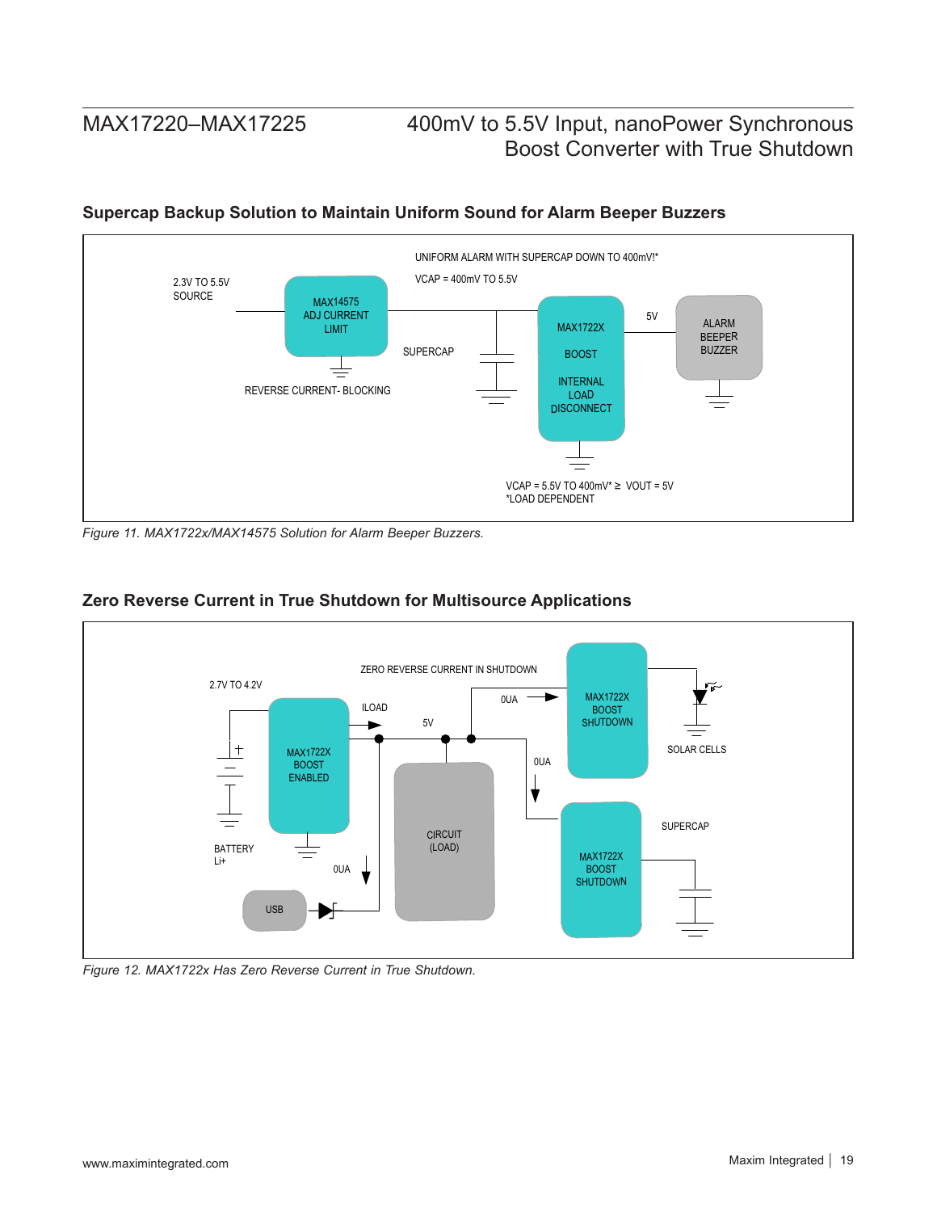## Supercap Backup Solution to Maintain Uniform Sound for Alarm Beeper Buzzers

UNIFORM ALARM WITH SUPERCAP DOWN TO 400mV!*

VCAP = 400mV TO 5.5V

2.3V TO 5.5V SOURCE

MAX14575 ADJ CURRENT LIMIT

REVERSE CURRENT- BLOCKING

SUPERCAP

MAX1722X BOOST INTERNAL LOAD DISCONNECT

5V

ALARM BEEPER BUZZER

VCAP = 5.5V TO 400mV* ≥ VOUT = 5V
*LOAD DEPENDENT

*Figure 11. MAX1722x/MAX14575 Solution for Alarm Beeper Buzzers.*

## Zero Reverse Current in True Shutdown for Multisource Applications

ZERO REVERSE CURRENT IN SHUTDOWN

2.7V TO 4.2V

BATTERY Li+

MAX1722X BOOST ENABLED

ILOAD

5V

0UA

USB

CIRCUIT (LOAD)

MAX1722X BOOST SHUTDOWN

SOLAR CELLS

SUPERCAP

*Figure 12. MAX1722x Has Zero Reverse Current in True Shutdown.*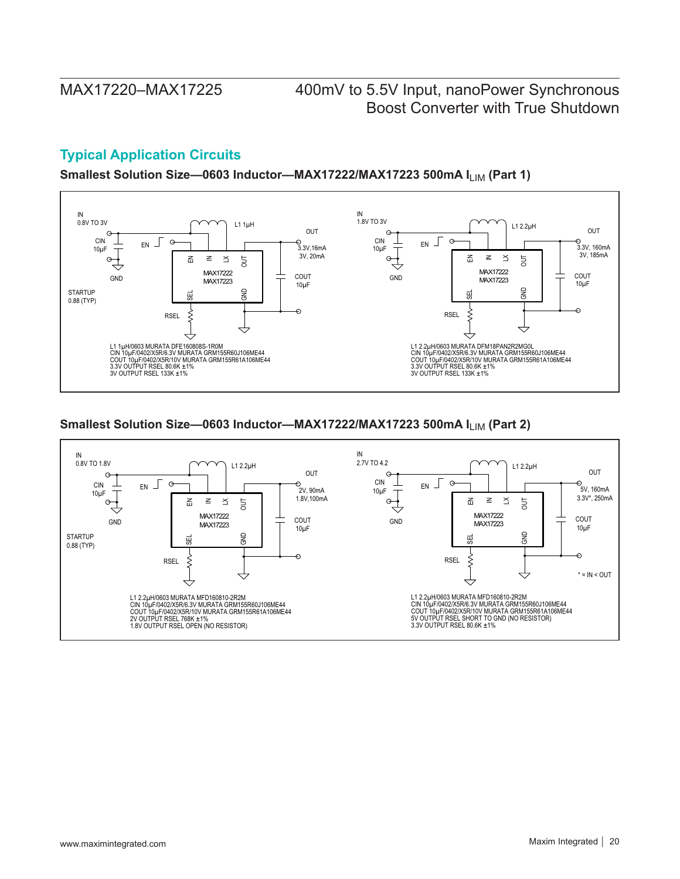## Typical Application Circuits

### Smallest Solution Size—0603 Inductor—MAX17222/MAX17223 500mA $I_{LIM}$ (Part 1)

IN
0.8V TO 3V

CIN
10µF

GND

EN

L1 1µH

OUT
3.3V,16mA
3V, 20mA

MAX17222
MAX17223

EN IN LX OUT
SEL GND

COUT
10µF

STARTUP
0.88 (TYP)

RSEL

L1 1µH/0603 MURATA DFE160808S-1R0M
CIN 10µF/0402/X5R/6.3V MURATA GRM155R60J106ME44
COUT 10µF/0402/X5R/10V MURATA GRM155R61A106ME44
3.3V OUTPUT RSEL 80.6K ±1%
3V OUTPUT RSEL 133K ±1%

IN
1.8V TO 3V

CIN
10µF

GND

EN

L1 2.2µH

OUT
3.3V, 160mA
3V, 185mA

MAX17222
MAX17223

COUT
10µF

RSEL

L1 2.2µH/0603 MURATA DFM18PAN2R2MG0L
CIN 10µF/0402/X5R/6.3V MURATA GRM155R60J106ME44
COUT 10µF/0402/X5R/10V MURATA GRM155R61A106ME44
3.3V OUTPUT RSEL 80.6K ±1%
3V OUTPUT RSEL 133K ±1%

### Smallest Solution Size—0603 Inductor—MAX17222/MAX17223 500mA $I_{LIM}$ (Part 2)

IN
0.8V TO 1.8V

CIN
10µF

GND

EN

L1 2.2µH

OUT
2V, 90mA
1.8V,100mA

MAX17222
MAX17223

COUT
10µF

STARTUP
0.88 (TYP)

RSEL

L1 2.2µH/0603 MURATA MFD160810-2R2M
CIN 10µF/0402/X5R/6.3V MURATA GRM155R60J106ME44
COUT 10µF/0402/X5R/10V MURATA GRM155R61A106ME44
2V OUTPUT RSEL 768K ±1%
1.8V OUTPUT RSEL OPEN (NO RESISTOR)

IN
2.7V TO 4.2

CIN
10µF

GND

EN

L1 2.2µH

OUT
5V, 160mA
3.3V*, 250mA

MAX17222
MAX17223

COUT
10µF

RSEL

* = IN < OUT

L1 2.2µH/0603 MURATA MFD160810-2R2M
CIN 10µF/0402/X5R/6.3V MURATA GRM155R60J106ME44
COUT 10µF/0402/X5R/10V MURATA GRM155R61A106ME44
5V OUTPUT RSEL SHORT TO GND (NO RESISTOR)
3.3V OUTPUT RSEL 80.6K ±1%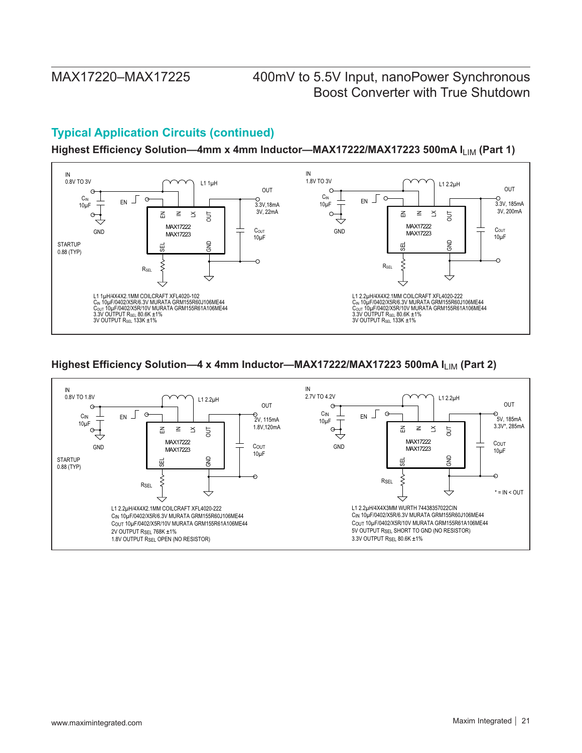## Typical Application Circuits (continued)

### Highest Efficiency Solution—4mm x 4mm Inductor—MAX17222/MAX17223 500mA $I_{LIM}$ (Part 1)

IN 0.8V TO 3V, L1 1µH, OUT 3.3V, 18mA / 3V, 22mA, $C_{IN}$ 10µF, $C_{OUT}$ 10µF, EN, GND, STARTUP 0.88 (TYP), $R_{SEL}$, MAX17222 / MAX17223

L1 1µH/4X4X2.1MM COILCRAFT XFL4020-102
$C_{IN}$ 10µF/0402/X5R/6.3V MURATA GRM155R60J106ME44
$C_{OUT}$ 10µF/0402/X5R/10V MURATA GRM155R61A106ME44
3.3V OUTPUT $R_{SEL}$ 80.6K ±1%
3V OUTPUT $R_{SEL}$ 133K ±1%

IN 1.8V TO 3V, L1 2.2µH, OUT 3.3V, 185mA / 3V, 200mA, $C_{IN}$ 10µF, $C_{OUT}$ 10µF, EN, GND, $R_{SEL}$, MAX17222 / MAX17223

L1 2.2µH/4X4X2.1MM COILCRAFT XFL4020-222
$C_{IN}$ 10µF/0402/X5R/6.3V MURATA GRM155R60J106ME44
$C_{OUT}$ 10µF/0402/X5R/10V MURATA GRM155R61A106ME44
3.3V OUTPUT $R_{SEL}$ 80.6K ±1%
3V OUTPUT $R_{SEL}$ 133K ±1%

### Highest Efficiency Solution—4 x 4mm Inductor—MAX17222/MAX17223 500mA $I_{LIM}$ (Part 2)

IN 0.8V TO 1.8V, L1 2.2µH, OUT 2V, 115mA / 1.8V, 120mA, $C_{IN}$ 10µF, $C_{OUT}$ 10µF, EN, GND, STARTUP 0.88 (TYP), RSEL, MAX17222 / MAX17223

L1 2.2µH/4X4X2.1MM COILCRAFT XFL4020-222
$C_{IN}$ 10µF/0402/X5R/6.3V MURATA GRM155R60J106ME44
$C_{OUT}$ 10µF/0402/X5R/10V MURATA GRM155R61A106ME44
2V OUTPUT $R_{SEL}$ 768K ±1%
1.8V OUTPUT $R_{SEL}$ OPEN (NO RESISTOR)

IN 2.7V TO 4.2V, L1 2.2µH, OUT 5V, 185mA / 3.3V*, 285mA, $C_{IN}$ 10µF, $C_{OUT}$ 10µF, EN, GND, RSEL, MAX17222 / MAX17223

* = IN < OUT

L1 2.2µH/4X4X3MM WURTH 74438357022CIN
$C_{IN}$ 10µF/0402/X5R/6.3V MURATA GRM155R60J106ME44
$C_{OUT}$ 10µF/0402/X5R/10V MURATA GRM155R61A106ME44
5V OUTPUT $R_{SEL}$ SHORT TO GND (NO RESISTOR)
3.3V OUTPUT $R_{SEL}$ 80.6K ±1%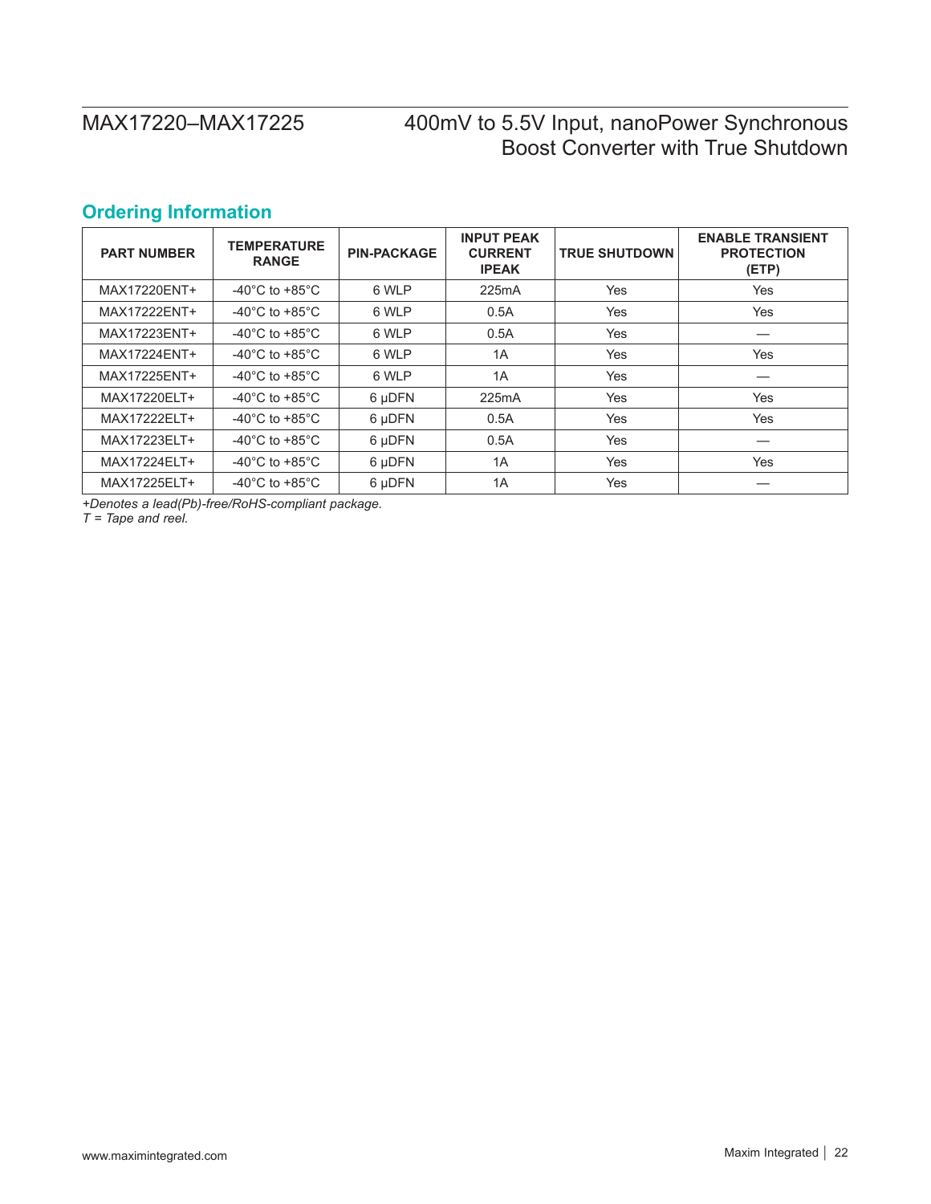## Ordering Information

| PART NUMBER | TEMPERATURE RANGE | PIN-PACKAGE | INPUT PEAK CURRENT IPEAK | TRUE SHUTDOWN | ENABLE TRANSIENT PROTECTION (ETP) |
|---|---|---|---|---|---|
| MAX17220ENT+ | -40°C to +85°C | 6 WLP | 225mA | Yes | Yes |
| MAX17222ENT+ | -40°C to +85°C | 6 WLP | 0.5A | Yes | Yes |
| MAX17223ENT+ | -40°C to +85°C | 6 WLP | 0.5A | Yes | — |
| MAX17224ENT+ | -40°C to +85°C | 6 WLP | 1A | Yes | Yes |
| MAX17225ENT+ | -40°C to +85°C | 6 WLP | 1A | Yes | — |
| MAX17220ELT+ | -40°C to +85°C | 6 µDFN | 225mA | Yes | Yes |
| MAX17222ELT+ | -40°C to +85°C | 6 µDFN | 0.5A | Yes | Yes |
| MAX17223ELT+ | -40°C to +85°C | 6 µDFN | 0.5A | Yes | — |
| MAX17224ELT+ | -40°C to +85°C | 6 µDFN | 1A | Yes | Yes |
| MAX17225ELT+ | -40°C to +85°C | 6 µDFN | 1A | Yes | — |

*+Denotes a lead(Pb)-free/RoHS-compliant package.*
*T = Tape and reel.*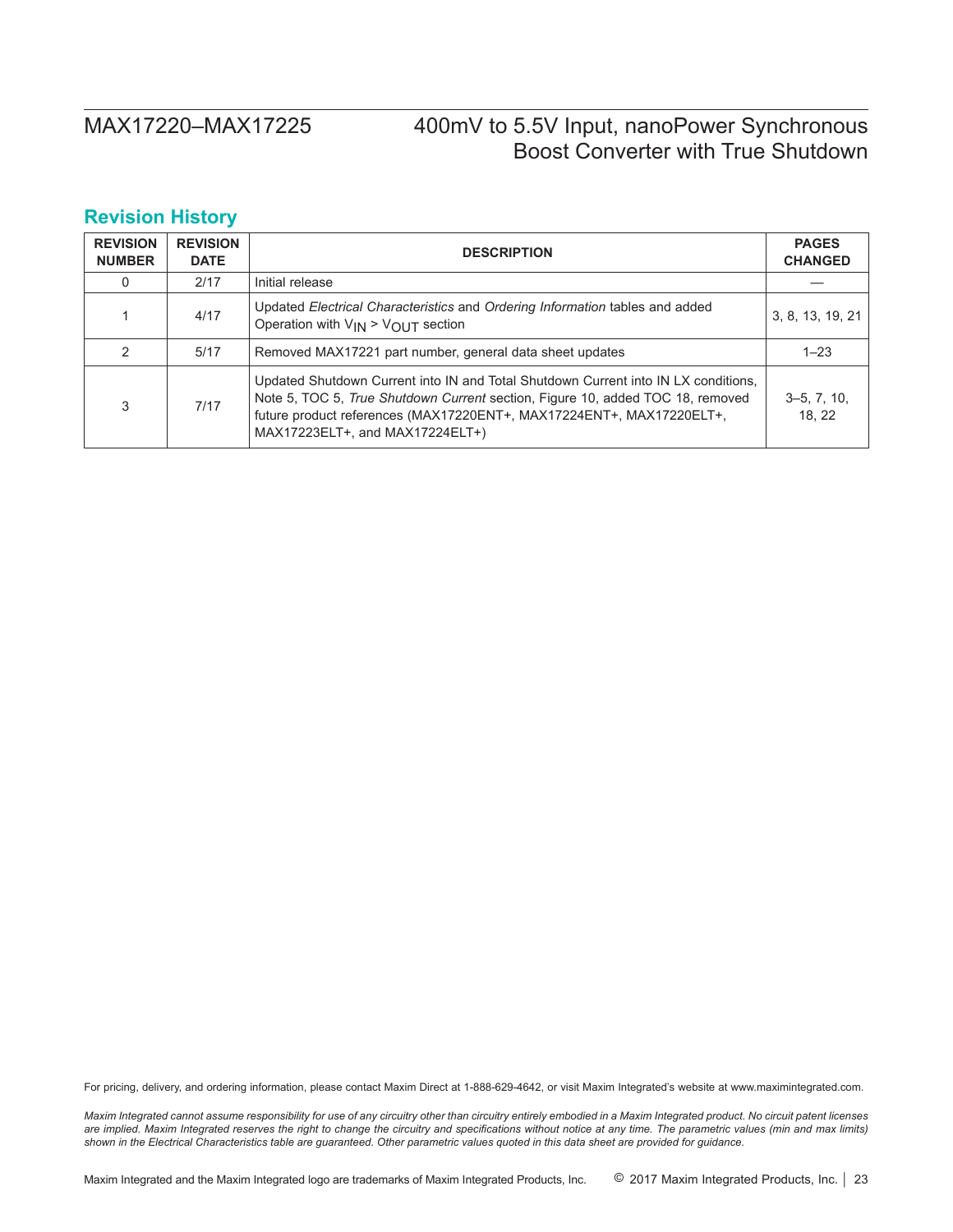## Revision History

| REVISION NUMBER | REVISION DATE | DESCRIPTION | PAGES CHANGED |
|---|---|---|---|
| 0 | 2/17 | Initial release | — |
| 1 | 4/17 | Updated *Electrical Characteristics* and *Ordering Information* tables and added Operation with $V_{IN} > V_{OUT}$ section | 3, 8, 13, 19, 21 |
| 2 | 5/17 | Removed MAX17221 part number, general data sheet updates | 1–23 |
| 3 | 7/17 | Updated Shutdown Current into IN and Total Shutdown Current into IN LX conditions, Note 5, TOC 5, *True Shutdown Current* section, Figure 10, added TOC 18, removed future product references (MAX17220ENT+, MAX17224ENT+, MAX17220ELT+, MAX17223ELT+, and MAX17224ELT+) | 3–5, 7, 10, 18, 22 |

For pricing, delivery, and ordering information, please contact Maxim Direct at 1-888-629-4642, or visit Maxim Integrated's website at www.maximintegrated.com.

*Maxim Integrated cannot assume responsibility for use of any circuitry other than circuitry entirely embodied in a Maxim Integrated product. No circuit patent licenses are implied. Maxim Integrated reserves the right to change the circuitry and specifications without notice at any time. The parametric values (min and max limits) shown in the Electrical Characteristics table are guaranteed. Other parametric values quoted in this data sheet are provided for guidance.*

Maxim Integrated and the Maxim Integrated logo are trademarks of Maxim Integrated Products, Inc. © 2017 Maxim Integrated Products, Inc.